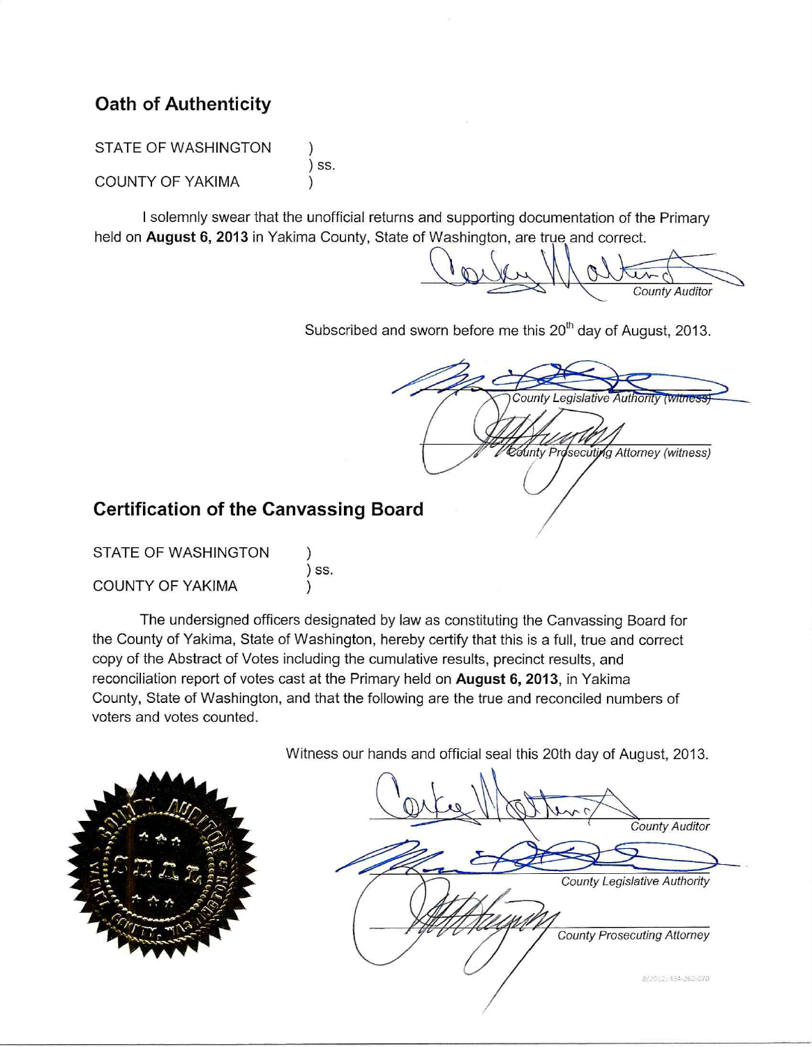## Oath of Authenticity

STATE OF WASHINGTON )
) ss.
COUNTY OF YAKIMA )

I solemnly swear that the unofficial returns and supporting documentation of the Primary held on **August 6, 2013** in Yakima County, State of Washington, are true and correct.

*County Auditor*

Subscribed and sworn before me this 20th day of August, 2013.

*County Legislative Authority (witness)*

*County Prosecuting Attorney (witness)*

## Certification of the Canvassing Board

STATE OF WASHINGTON )
) ss.
COUNTY OF YAKIMA )

The undersigned officers designated by law as constituting the Canvassing Board for the County of Yakima, State of Washington, hereby certify that this is a full, true and correct copy of the Abstract of Votes including the cumulative results, precinct results, and reconciliation report of votes cast at the Primary held on **August 6, 2013**, in Yakima County, State of Washington, and that the following are the true and reconciled numbers of voters and votes counted.

Witness our hands and official seal this 20th day of August, 2013.

*County Auditor*

*County Legislative Authority*

*County Prosecuting Attorney*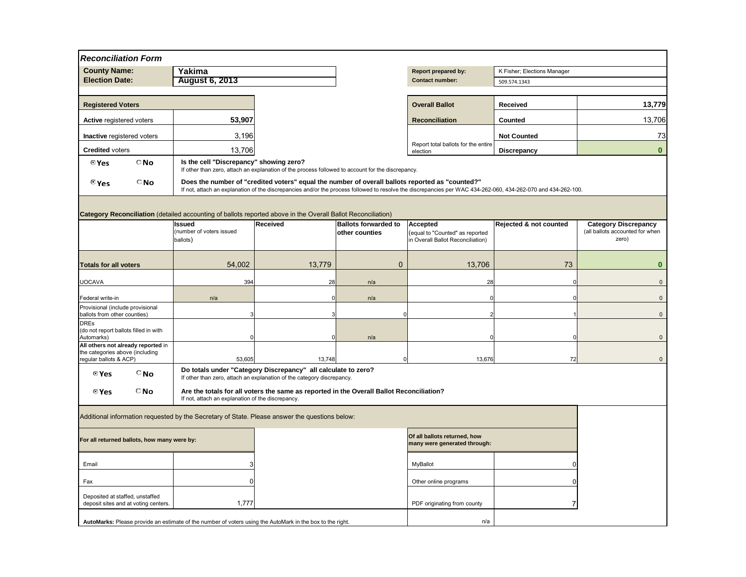## *Reconciliation Form*

| | | | | |
|---|---|---|---|---|
| **County Name:** | **Yakima** | | **Report prepared by:** | K Fisher; Elections Manager |
| **Election Date:** | **August 6, 2013** | | **Contact number:** | 509.574.1343 |

| **Registered Voters** | |
|---|---|
| **Active** registered voters | **53,907** |
| **Inactive** registered voters | 3,196 |
| **Credited** voters | 13,706 |

| **Overall Ballot Reconciliation** | | |
|---|---|---|
| | **Received** | **13,779** |
| | **Counted** | 13,706 |
| | **Not Counted** | 73 |
| Report total ballots for the entire election | **Discrepancy** | **0** |

⦿ **Yes** ○ **No** — **Is the cell "Discrepancy" showing zero?**
If other than zero, attach an explanation of the process followed to account for the discrepancy.

⦿ **Yes** ○ **No** — **Does the number of "credited voters" equal the number of overall ballots reported as "counted?"**
If not, attach an explanation of the discrepancies and/or the process followed to resolve the discrepancies per WAC 434-262-060, 434-262-070 and 434-262-100.

**Category Reconciliation** (detailed accounting of ballots reported above in the Overall Ballot Reconciliation)

| | **Issued** (number of voters issued ballots) | **Received** | **Ballots forwarded to other counties** | **Accepted** (equal to "Counted" as reported in Overall Ballot Reconciliation) | **Rejected & not counted** | **Category Discrepancy** (all ballots accounted for when zero) |
|---|---|---|---|---|---|---|
| **Totals for all voters** | 54,002 | 13,779 | 0 | 13,706 | 73 | **0** |
| UOCAVA | 394 | 28 | n/a | 28 | 0 | 0 |
| Federal write-in | n/a | 0 | n/a | 0 | 0 | 0 |
| Provisional (include provisional ballots from other counties) | 3 | 3 | 0 | 2 | 1 | 0 |
| DREs (do not report ballots filled in with Automarks) | 0 | 0 | n/a | 0 | 0 | 0 |
| **All others not already reported** in the categories above (including regular ballots & ACP) | 53,605 | 13,748 | 0 | 13,676 | 72 | 0 |

⦿ **Yes** ○ **No** — **Do totals under "Category Discrepancy" all calculate to zero?**
If other than zero, attach an explanation of the category discrepancy.

⦿ **Yes** ○ **No** — **Are the totals for all voters the same as reported in the Overall Ballot Reconciliation?**
If not, attach an explanation of the discrepancy.

Additional information requested by the Secretary of State. Please answer the questions below:

| **For all returned ballots, how many were by:** | | **Of all ballots returned, how many were generated through:** | |
|---|---|---|---|
| Email | 3 | MyBallot | 0 |
| Fax | 0 | Other online programs | 0 |
| Deposited at staffed, unstaffed deposit sites and at voting centers. | 1,777 | PDF originating from county | 7 |

**AutoMarks:** Please provide an estimate of the number of voters using the AutoMark in the box to the right. | n/a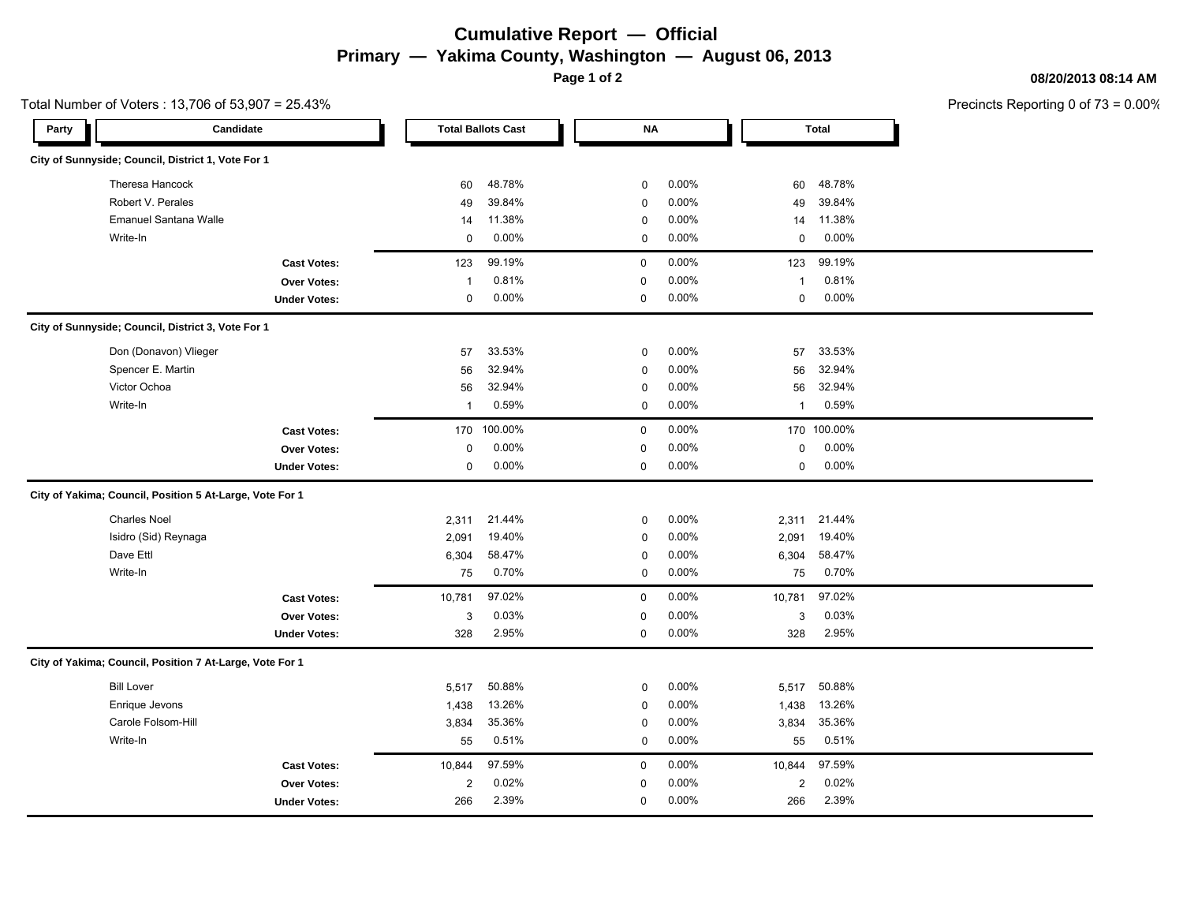# Cumulative Report — Official

## Primary — Yakima County, Washington — August 06, 2013

08/20/2013 08:14 AM

Total Number of Voters : 13,706 of 53,907 = 25.43%

Precincts Reporting 0 of 73 = 0.00%

| Party | Candidate | Total Ballots Cast | | NA | | Total | |
|---|---|---|---|---|---|---|---|
| **City of Sunnyside; Council, District 1, Vote For 1** | | | | | | | |
| | Theresa Hancock | 60 | 48.78% | 0 | 0.00% | 60 | 48.78% |
| | Robert V. Perales | 49 | 39.84% | 0 | 0.00% | 49 | 39.84% |
| | Emanuel Santana Walle | 14 | 11.38% | 0 | 0.00% | 14 | 11.38% |
| | Write-In | 0 | 0.00% | 0 | 0.00% | 0 | 0.00% |
| | **Cast Votes:** | 123 | 99.19% | 0 | 0.00% | 123 | 99.19% |
| | **Over Votes:** | 1 | 0.81% | 0 | 0.00% | 1 | 0.81% |
| | **Under Votes:** | 0 | 0.00% | 0 | 0.00% | 0 | 0.00% |
| **City of Sunnyside; Council, District 3, Vote For 1** | | | | | | | |
| | Don (Donavon) Vlieger | 57 | 33.53% | 0 | 0.00% | 57 | 33.53% |
| | Spencer E. Martin | 56 | 32.94% | 0 | 0.00% | 56 | 32.94% |
| | Victor Ochoa | 56 | 32.94% | 0 | 0.00% | 56 | 32.94% |
| | Write-In | 1 | 0.59% | 0 | 0.00% | 1 | 0.59% |
| | **Cast Votes:** | 170 | 100.00% | 0 | 0.00% | 170 | 100.00% |
| | **Over Votes:** | 0 | 0.00% | 0 | 0.00% | 0 | 0.00% |
| | **Under Votes:** | 0 | 0.00% | 0 | 0.00% | 0 | 0.00% |
| **City of Yakima; Council, Position 5 At-Large, Vote For 1** | | | | | | | |
| | Charles Noel | 2,311 | 21.44% | 0 | 0.00% | 2,311 | 21.44% |
| | Isidro (Sid) Reynaga | 2,091 | 19.40% | 0 | 0.00% | 2,091 | 19.40% |
| | Dave Ettl | 6,304 | 58.47% | 0 | 0.00% | 6,304 | 58.47% |
| | Write-In | 75 | 0.70% | 0 | 0.00% | 75 | 0.70% |
| | **Cast Votes:** | 10,781 | 97.02% | 0 | 0.00% | 10,781 | 97.02% |
| | **Over Votes:** | 3 | 0.03% | 0 | 0.00% | 3 | 0.03% |
| | **Under Votes:** | 328 | 2.95% | 0 | 0.00% | 328 | 2.95% |
| **City of Yakima; Council, Position 7 At-Large, Vote For 1** | | | | | | | |
| | Bill Lover | 5,517 | 50.88% | 0 | 0.00% | 5,517 | 50.88% |
| | Enrique Jevons | 1,438 | 13.26% | 0 | 0.00% | 1,438 | 13.26% |
| | Carole Folsom-Hill | 3,834 | 35.36% | 0 | 0.00% | 3,834 | 35.36% |
| | Write-In | 55 | 0.51% | 0 | 0.00% | 55 | 0.51% |
| | **Cast Votes:** | 10,844 | 97.59% | 0 | 0.00% | 10,844 | 97.59% |
| | **Over Votes:** | 2 | 0.02% | 0 | 0.00% | 2 | 0.02% |
| | **Under Votes:** | 266 | 2.39% | 0 | 0.00% | 266 | 2.39% |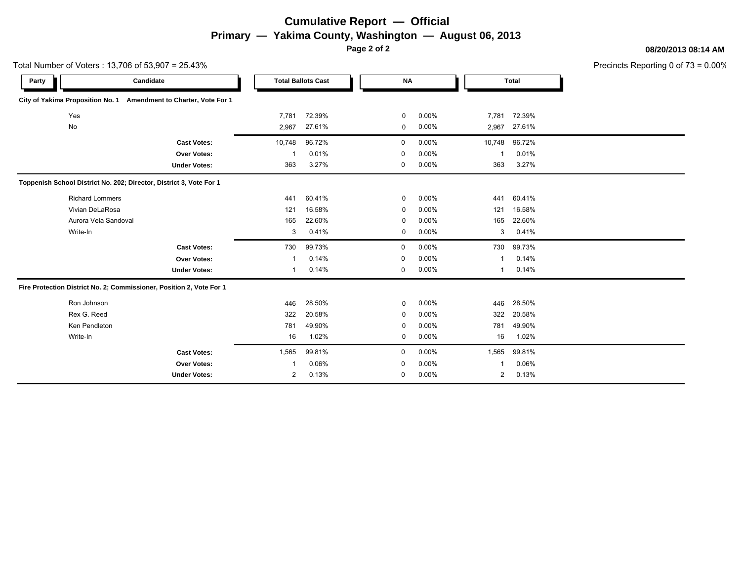# Cumulative Report — Official

## Primary — Yakima County, Washington — August 06, 2013

08/20/2013 08:14 AM

Total Number of Voters : 13,706 of 53,907 = 25.43%

Precincts Reporting 0 of 73 = 0.00%

| Party | Candidate | Total Ballots Cast | | NA | | Total | |
|---|---|---|---|---|---|---|---|
| **City of Yakima Proposition No. 1 Amendment to Charter, Vote For 1** | | | | | | | |
| | Yes | 7,781 | 72.39% | 0 | 0.00% | 7,781 | 72.39% |
| | No | 2,967 | 27.61% | 0 | 0.00% | 2,967 | 27.61% |
| | **Cast Votes:** | 10,748 | 96.72% | 0 | 0.00% | 10,748 | 96.72% |
| | **Over Votes:** | 1 | 0.01% | 0 | 0.00% | 1 | 0.01% |
| | **Under Votes:** | 363 | 3.27% | 0 | 0.00% | 363 | 3.27% |
| **Toppenish School District No. 202; Director, District 3, Vote For 1** | | | | | | | |
| | Richard Lommers | 441 | 60.41% | 0 | 0.00% | 441 | 60.41% |
| | Vivian DeLaRosa | 121 | 16.58% | 0 | 0.00% | 121 | 16.58% |
| | Aurora Vela Sandoval | 165 | 22.60% | 0 | 0.00% | 165 | 22.60% |
| | Write-In | 3 | 0.41% | 0 | 0.00% | 3 | 0.41% |
| | **Cast Votes:** | 730 | 99.73% | 0 | 0.00% | 730 | 99.73% |
| | **Over Votes:** | 1 | 0.14% | 0 | 0.00% | 1 | 0.14% |
| | **Under Votes:** | 1 | 0.14% | 0 | 0.00% | 1 | 0.14% |
| **Fire Protection District No. 2; Commissioner, Position 2, Vote For 1** | | | | | | | |
| | Ron Johnson | 446 | 28.50% | 0 | 0.00% | 446 | 28.50% |
| | Rex G. Reed | 322 | 20.58% | 0 | 0.00% | 322 | 20.58% |
| | Ken Pendleton | 781 | 49.90% | 0 | 0.00% | 781 | 49.90% |
| | Write-In | 16 | 1.02% | 0 | 0.00% | 16 | 1.02% |
| | **Cast Votes:** | 1,565 | 99.81% | 0 | 0.00% | 1,565 | 99.81% |
| | **Over Votes:** | 1 | 0.06% | 0 | 0.00% | 1 | 0.06% |
| | **Under Votes:** | 2 | 0.13% | 0 | 0.00% | 2 | 0.13% |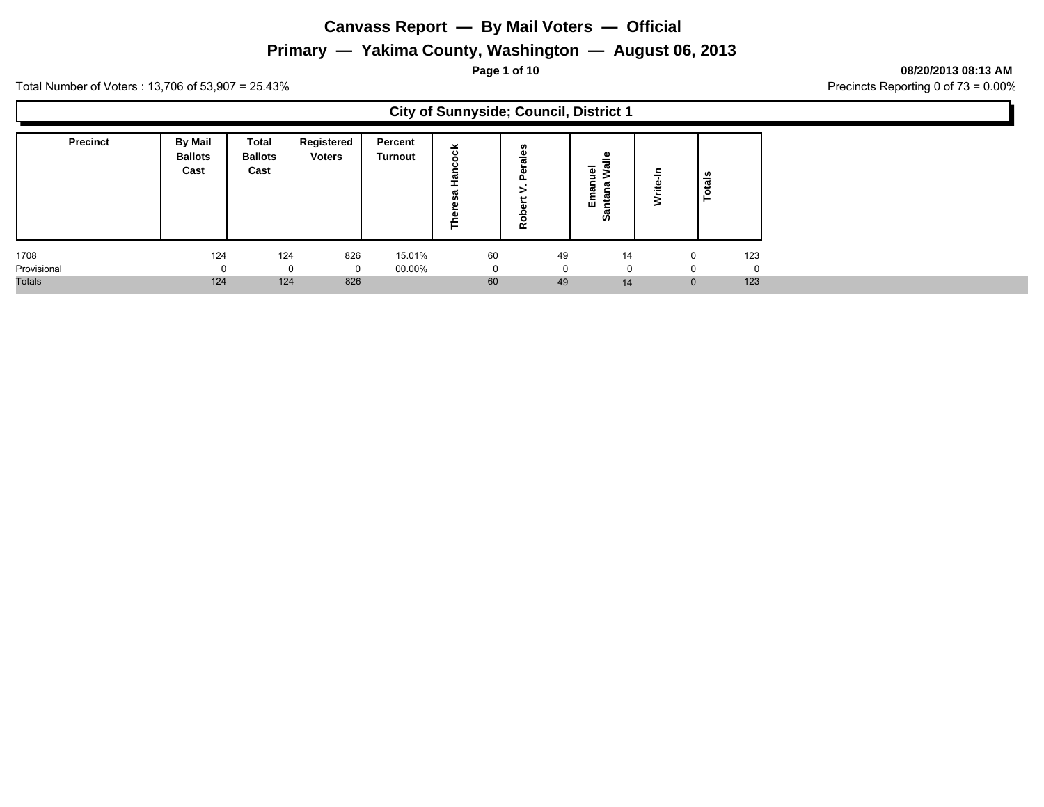# Canvass Report — By Mail Voters — Official

## Primary — Yakima County, Washington — August 06, 2013

**08/20/2013 08:13 AM**

Total Number of Voters : 13,706 of 53,907 = 25.43%

Precincts Reporting 0 of 73 = 0.00%

### City of Sunnyside; Council, District 1

| Precinct | By Mail Ballots Cast | Total Ballots Cast | Registered Voters | Percent Turnout | Theresa Hancock | Robert V. Perales | Emanuel Santana Walle | Write-In | Totals |
|---|---|---|---|---|---|---|---|---|---|
| 1708 | 124 | 124 | 826 | 15.01% | 60 | 49 | 14 | 0 | 123 |
| Provisional | 0 | 0 | 0 | 00.00% | 0 | 0 | 0 | 0 | 0 |
| Totals | 124 | 124 | 826 | | 60 | 49 | 14 | 0 | 123 |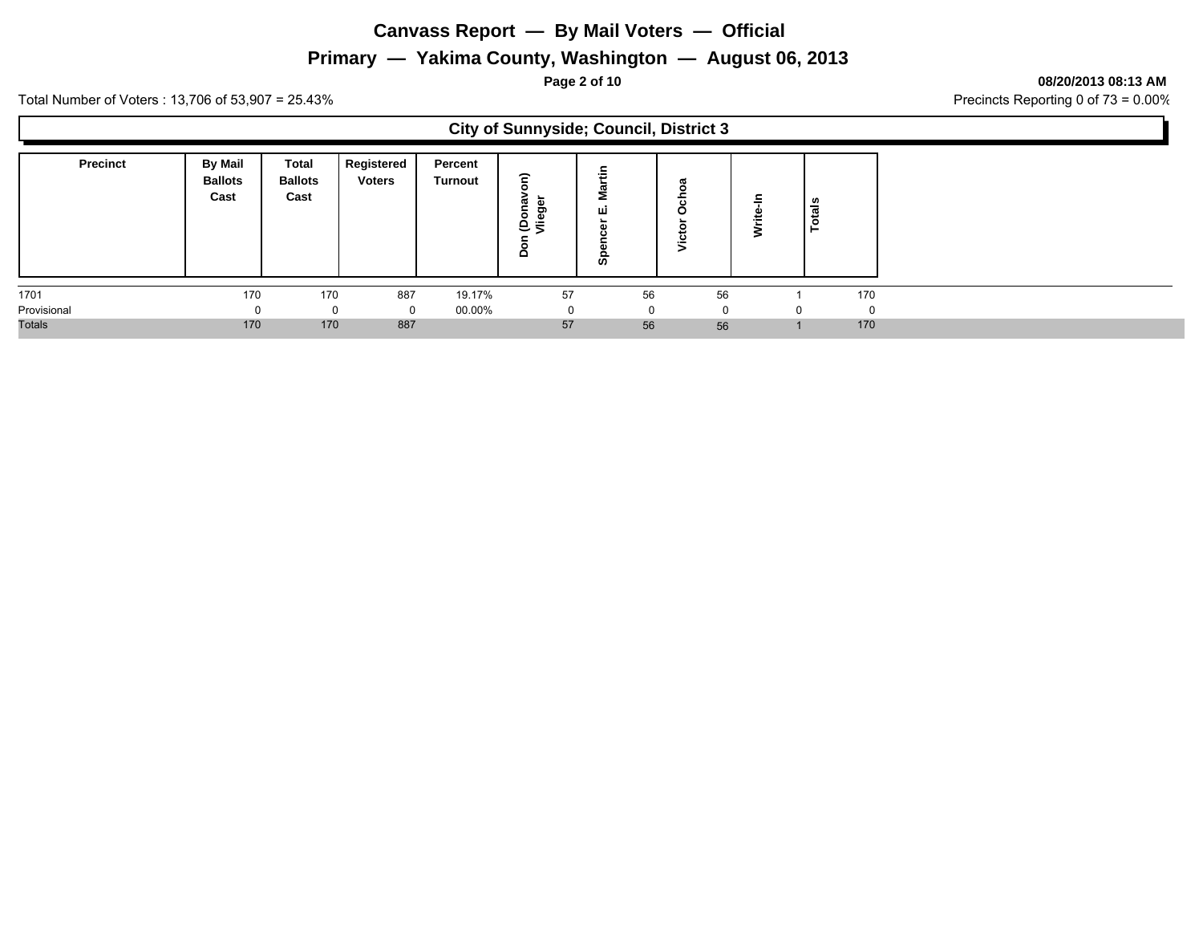# Canvass Report — By Mail Voters — Official

## Primary — Yakima County, Washington — August 06, 2013

**08/20/2013 08:13 AM**

Total Number of Voters : 13,706 of 53,907 = 25.43%

Precincts Reporting 0 of 73 = 0.00%

### City of Sunnyside; Council, District 3

| Precinct | By Mail Ballots Cast | Total Ballots Cast | Registered Voters | Percent Turnout | Don (Donavon) Vlieger | Spencer E. Martin | Victor Ochoa | Write-In | Totals |
|---|---|---|---|---|---|---|---|---|---|
| 1701 | 170 | 170 | 887 | 19.17% | 57 | 56 | 56 | 1 | 170 |
| Provisional | 0 | 0 | 0 | 00.00% | 0 | 0 | 0 | 0 | 0 |
| Totals | 170 | 170 | 887 | | 57 | 56 | 56 | 1 | 170 |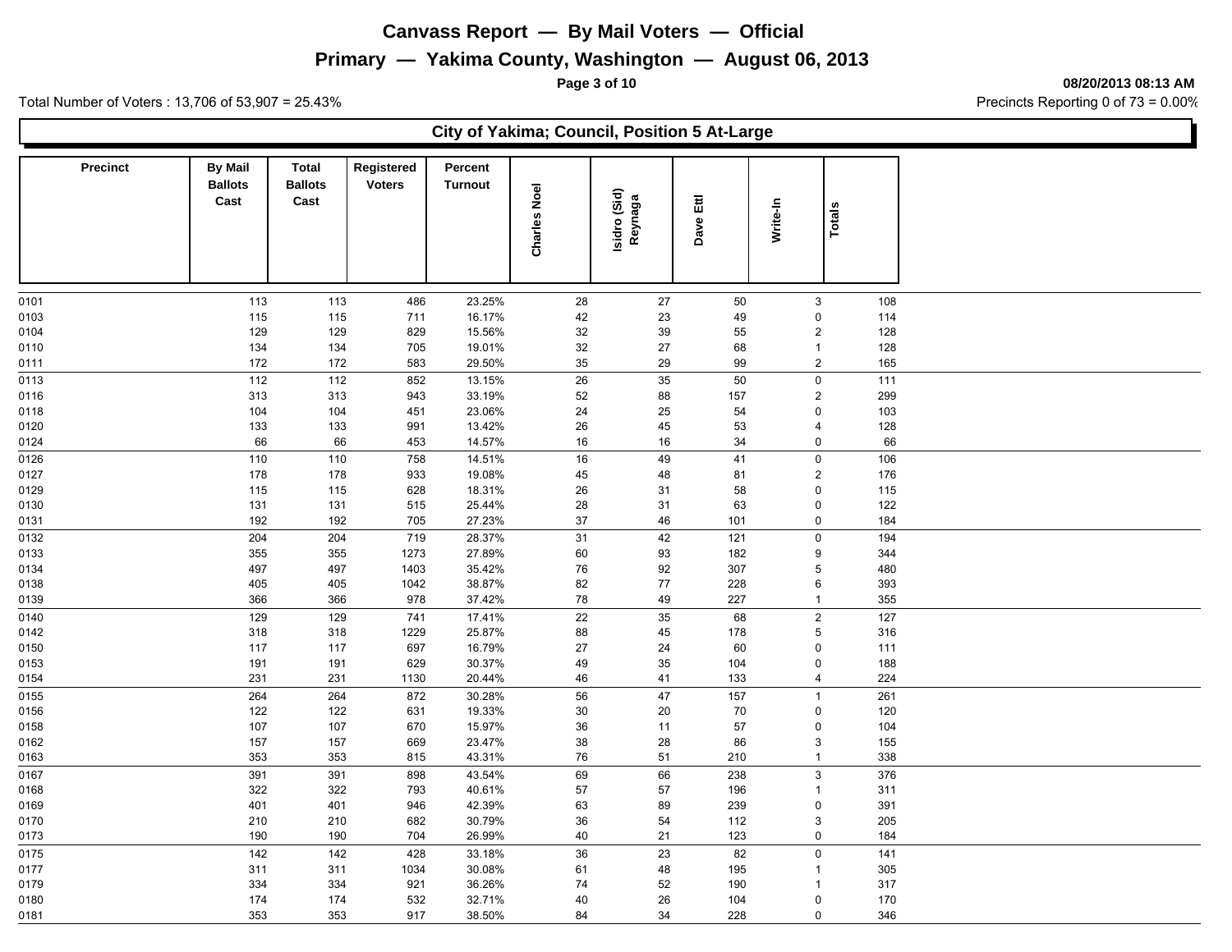# Canvass Report — By Mail Voters — Official

## Primary — Yakima County, Washington — August 06, 2013

**08/20/2013 08:13 AM**

Total Number of Voters : 13,706 of 53,907 = 25.43%

Precincts Reporting 0 of 73 = 0.00%

### City of Yakima; Council, Position 5 At-Large

| Precinct | By Mail Ballots Cast | Total Ballots Cast | Registered Voters | Percent Turnout | Charles Noel | Isidro (Sid) Reynaga | Dave Ettl | Write-In | Totals |
|---|---|---|---|---|---|---|---|---|---|
| 0101 | 113 | 113 | 486 | 23.25% | 28 | 27 | 50 | 3 | 108 |
| 0103 | 115 | 115 | 711 | 16.17% | 42 | 23 | 49 | 0 | 114 |
| 0104 | 129 | 129 | 829 | 15.56% | 32 | 39 | 55 | 2 | 128 |
| 0110 | 134 | 134 | 705 | 19.01% | 32 | 27 | 68 | 1 | 128 |
| 0111 | 172 | 172 | 583 | 29.50% | 35 | 29 | 99 | 2 | 165 |
| 0113 | 112 | 112 | 852 | 13.15% | 26 | 35 | 50 | 0 | 111 |
| 0116 | 313 | 313 | 943 | 33.19% | 52 | 88 | 157 | 2 | 299 |
| 0118 | 104 | 104 | 451 | 23.06% | 24 | 25 | 54 | 0 | 103 |
| 0120 | 133 | 133 | 991 | 13.42% | 26 | 45 | 53 | 4 | 128 |
| 0124 | 66 | 66 | 453 | 14.57% | 16 | 16 | 34 | 0 | 66 |
| 0126 | 110 | 110 | 758 | 14.51% | 16 | 49 | 41 | 0 | 106 |
| 0127 | 178 | 178 | 933 | 19.08% | 45 | 48 | 81 | 2 | 176 |
| 0129 | 115 | 115 | 628 | 18.31% | 26 | 31 | 58 | 0 | 115 |
| 0130 | 131 | 131 | 515 | 25.44% | 28 | 31 | 63 | 0 | 122 |
| 0131 | 192 | 192 | 705 | 27.23% | 37 | 46 | 101 | 0 | 184 |
| 0132 | 204 | 204 | 719 | 28.37% | 31 | 42 | 121 | 0 | 194 |
| 0133 | 355 | 355 | 1273 | 27.89% | 60 | 93 | 182 | 9 | 344 |
| 0134 | 497 | 497 | 1403 | 35.42% | 76 | 92 | 307 | 5 | 480 |
| 0138 | 405 | 405 | 1042 | 38.87% | 82 | 77 | 228 | 6 | 393 |
| 0139 | 366 | 366 | 978 | 37.42% | 78 | 49 | 227 | 1 | 355 |
| 0140 | 129 | 129 | 741 | 17.41% | 22 | 35 | 68 | 2 | 127 |
| 0142 | 318 | 318 | 1229 | 25.87% | 88 | 45 | 178 | 5 | 316 |
| 0150 | 117 | 117 | 697 | 16.79% | 27 | 24 | 60 | 0 | 111 |
| 0153 | 191 | 191 | 629 | 30.37% | 49 | 35 | 104 | 0 | 188 |
| 0154 | 231 | 231 | 1130 | 20.44% | 46 | 41 | 133 | 4 | 224 |
| 0155 | 264 | 264 | 872 | 30.28% | 56 | 47 | 157 | 1 | 261 |
| 0156 | 122 | 122 | 631 | 19.33% | 30 | 20 | 70 | 0 | 120 |
| 0158 | 107 | 107 | 670 | 15.97% | 36 | 11 | 57 | 0 | 104 |
| 0162 | 157 | 157 | 669 | 23.47% | 38 | 28 | 86 | 3 | 155 |
| 0163 | 353 | 353 | 815 | 43.31% | 76 | 51 | 210 | 1 | 338 |
| 0167 | 391 | 391 | 898 | 43.54% | 69 | 66 | 238 | 3 | 376 |
| 0168 | 322 | 322 | 793 | 40.61% | 57 | 57 | 196 | 1 | 311 |
| 0169 | 401 | 401 | 946 | 42.39% | 63 | 89 | 239 | 0 | 391 |
| 0170 | 210 | 210 | 682 | 30.79% | 36 | 54 | 112 | 3 | 205 |
| 0173 | 190 | 190 | 704 | 26.99% | 40 | 21 | 123 | 0 | 184 |
| 0175 | 142 | 142 | 428 | 33.18% | 36 | 23 | 82 | 0 | 141 |
| 0177 | 311 | 311 | 1034 | 30.08% | 61 | 48 | 195 | 1 | 305 |
| 0179 | 334 | 334 | 921 | 36.26% | 74 | 52 | 190 | 1 | 317 |
| 0180 | 174 | 174 | 532 | 32.71% | 40 | 26 | 104 | 0 | 170 |
| 0181 | 353 | 353 | 917 | 38.50% | 84 | 34 | 228 | 0 | 346 |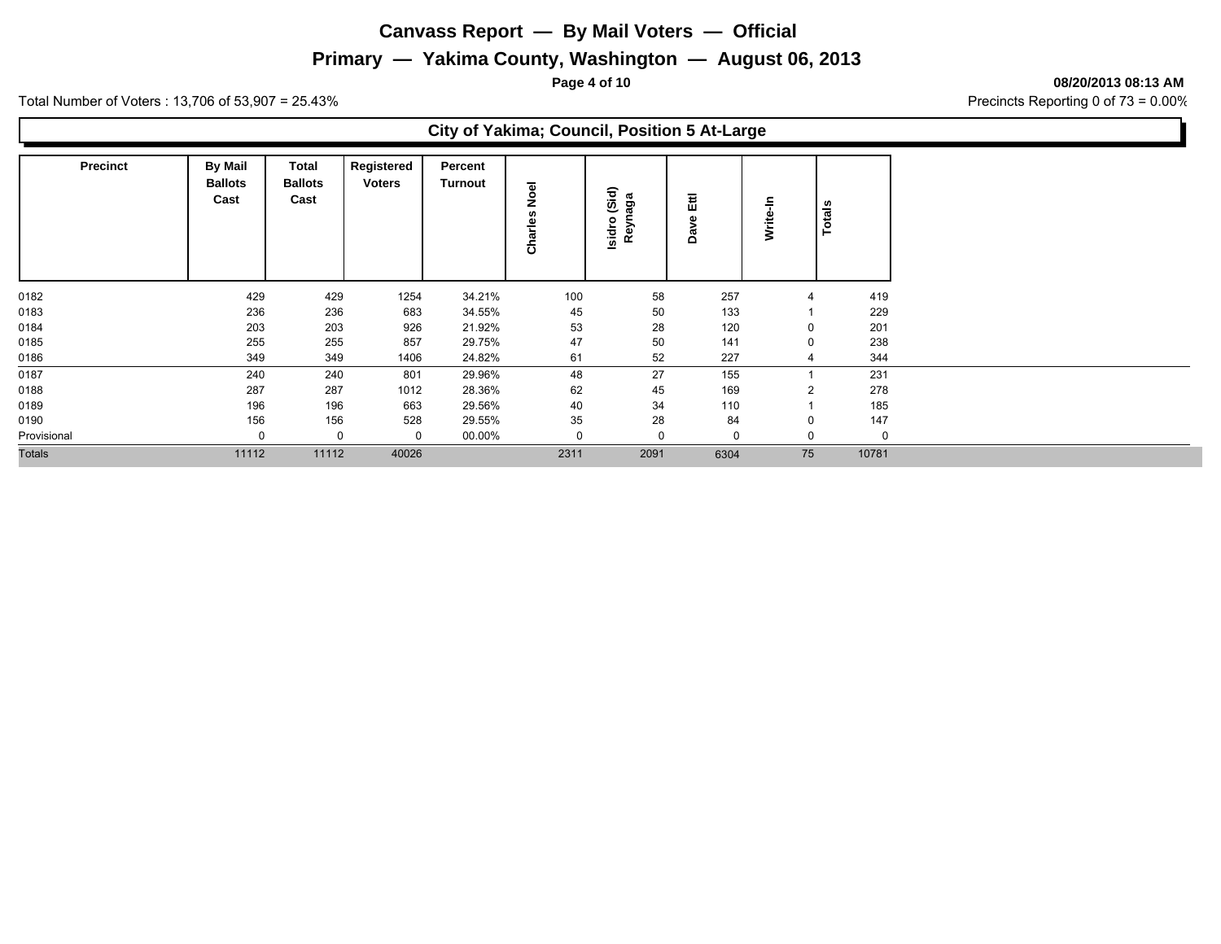# Canvass Report — By Mail Voters — Official

## Primary — Yakima County, Washington — August 06, 2013

08/20/2013 08:13 AM

Total Number of Voters : 13,706 of 53,907 = 25.43%

Precincts Reporting 0 of 73 = 0.00%

### City of Yakima; Council, Position 5 At-Large

| Precinct | By Mail Ballots Cast | Total Ballots Cast | Registered Voters | Percent Turnout | Charles Noel | Isidro (Sid) Reynaga | Dave Ettl | Write-In | Totals |
|---|---|---|---|---|---|---|---|---|---|
| 0182 | 429 | 429 | 1254 | 34.21% | 100 | 58 | 257 | 4 | 419 |
| 0183 | 236 | 236 | 683 | 34.55% | 45 | 50 | 133 | 1 | 229 |
| 0184 | 203 | 203 | 926 | 21.92% | 53 | 28 | 120 | 0 | 201 |
| 0185 | 255 | 255 | 857 | 29.75% | 47 | 50 | 141 | 0 | 238 |
| 0186 | 349 | 349 | 1406 | 24.82% | 61 | 52 | 227 | 4 | 344 |
| 0187 | 240 | 240 | 801 | 29.96% | 48 | 27 | 155 | 1 | 231 |
| 0188 | 287 | 287 | 1012 | 28.36% | 62 | 45 | 169 | 2 | 278 |
| 0189 | 196 | 196 | 663 | 29.56% | 40 | 34 | 110 | 1 | 185 |
| 0190 | 156 | 156 | 528 | 29.55% | 35 | 28 | 84 | 0 | 147 |
| Provisional | 0 | 0 | 0 | 00.00% | 0 | 0 | 0 | 0 | 0 |
| Totals | 11112 | 11112 | 40026 | | 2311 | 2091 | 6304 | 75 | 10781 |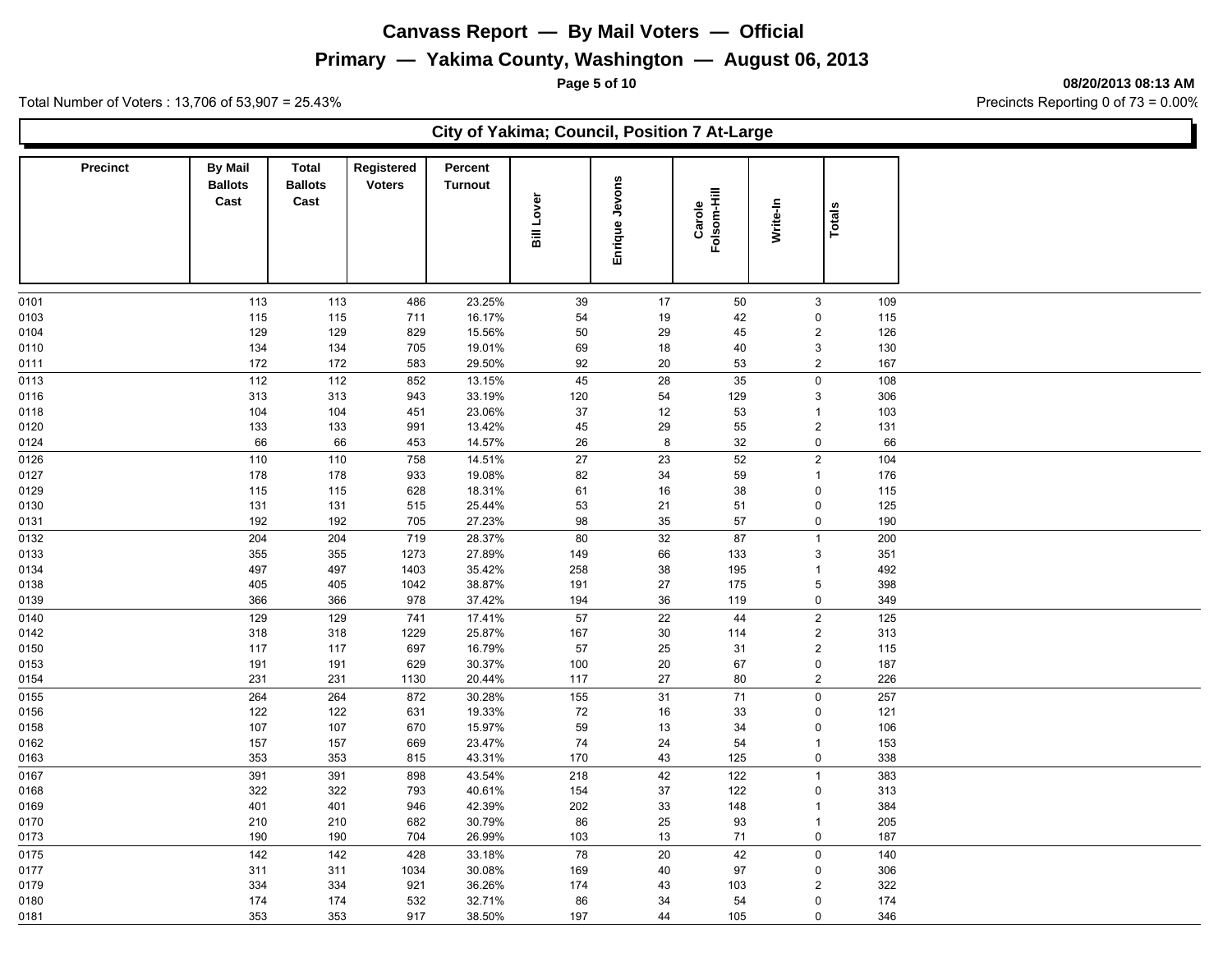# Canvass Report — By Mail Voters — Official

## Primary — Yakima County, Washington — August 06, 2013

08/20/2013 08:13 AM

Total Number of Voters : 13,706 of 53,907 = 25.43%

Precincts Reporting 0 of 73 = 0.00%

### City of Yakima; Council, Position 7 At-Large

| Precinct | By Mail Ballots Cast | Total Ballots Cast | Registered Voters | Percent Turnout | Bill Lover | Enrique Jevons | Carole Folsom-Hill | Write-In | Totals |
|---|---|---|---|---|---|---|---|---|---|
| 0101 | 113 | 113 | 486 | 23.25% | 39 | 17 | 50 | 3 | 109 |
| 0103 | 115 | 115 | 711 | 16.17% | 54 | 19 | 42 | 0 | 115 |
| 0104 | 129 | 129 | 829 | 15.56% | 50 | 29 | 45 | 2 | 126 |
| 0110 | 134 | 134 | 705 | 19.01% | 69 | 18 | 40 | 3 | 130 |
| 0111 | 172 | 172 | 583 | 29.50% | 92 | 20 | 53 | 2 | 167 |
| 0113 | 112 | 112 | 852 | 13.15% | 45 | 28 | 35 | 0 | 108 |
| 0116 | 313 | 313 | 943 | 33.19% | 120 | 54 | 129 | 3 | 306 |
| 0118 | 104 | 104 | 451 | 23.06% | 37 | 12 | 53 | 1 | 103 |
| 0120 | 133 | 133 | 991 | 13.42% | 45 | 29 | 55 | 2 | 131 |
| 0124 | 66 | 66 | 453 | 14.57% | 26 | 8 | 32 | 0 | 66 |
| 0126 | 110 | 110 | 758 | 14.51% | 27 | 23 | 52 | 2 | 104 |
| 0127 | 178 | 178 | 933 | 19.08% | 82 | 34 | 59 | 1 | 176 |
| 0129 | 115 | 115 | 628 | 18.31% | 61 | 16 | 38 | 0 | 115 |
| 0130 | 131 | 131 | 515 | 25.44% | 53 | 21 | 51 | 0 | 125 |
| 0131 | 192 | 192 | 705 | 27.23% | 98 | 35 | 57 | 0 | 190 |
| 0132 | 204 | 204 | 719 | 28.37% | 80 | 32 | 87 | 1 | 200 |
| 0133 | 355 | 355 | 1273 | 27.89% | 149 | 66 | 133 | 3 | 351 |
| 0134 | 497 | 497 | 1403 | 35.42% | 258 | 38 | 195 | 1 | 492 |
| 0138 | 405 | 405 | 1042 | 38.87% | 191 | 27 | 175 | 5 | 398 |
| 0139 | 366 | 366 | 978 | 37.42% | 194 | 36 | 119 | 0 | 349 |
| 0140 | 129 | 129 | 741 | 17.41% | 57 | 22 | 44 | 2 | 125 |
| 0142 | 318 | 318 | 1229 | 25.87% | 167 | 30 | 114 | 2 | 313 |
| 0150 | 117 | 117 | 697 | 16.79% | 57 | 25 | 31 | 2 | 115 |
| 0153 | 191 | 191 | 629 | 30.37% | 100 | 20 | 67 | 0 | 187 |
| 0154 | 231 | 231 | 1130 | 20.44% | 117 | 27 | 80 | 2 | 226 |
| 0155 | 264 | 264 | 872 | 30.28% | 155 | 31 | 71 | 0 | 257 |
| 0156 | 122 | 122 | 631 | 19.33% | 72 | 16 | 33 | 0 | 121 |
| 0158 | 107 | 107 | 670 | 15.97% | 59 | 13 | 34 | 0 | 106 |
| 0162 | 157 | 157 | 669 | 23.47% | 74 | 24 | 54 | 1 | 153 |
| 0163 | 353 | 353 | 815 | 43.31% | 170 | 43 | 125 | 0 | 338 |
| 0167 | 391 | 391 | 898 | 43.54% | 218 | 42 | 122 | 1 | 383 |
| 0168 | 322 | 322 | 793 | 40.61% | 154 | 37 | 122 | 0 | 313 |
| 0169 | 401 | 401 | 946 | 42.39% | 202 | 33 | 148 | 1 | 384 |
| 0170 | 210 | 210 | 682 | 30.79% | 86 | 25 | 93 | 1 | 205 |
| 0173 | 190 | 190 | 704 | 26.99% | 103 | 13 | 71 | 0 | 187 |
| 0175 | 142 | 142 | 428 | 33.18% | 78 | 20 | 42 | 0 | 140 |
| 0177 | 311 | 311 | 1034 | 30.08% | 169 | 40 | 97 | 0 | 306 |
| 0179 | 334 | 334 | 921 | 36.26% | 174 | 43 | 103 | 2 | 322 |
| 0180 | 174 | 174 | 532 | 32.71% | 86 | 34 | 54 | 0 | 174 |
| 0181 | 353 | 353 | 917 | 38.50% | 197 | 44 | 105 | 0 | 346 |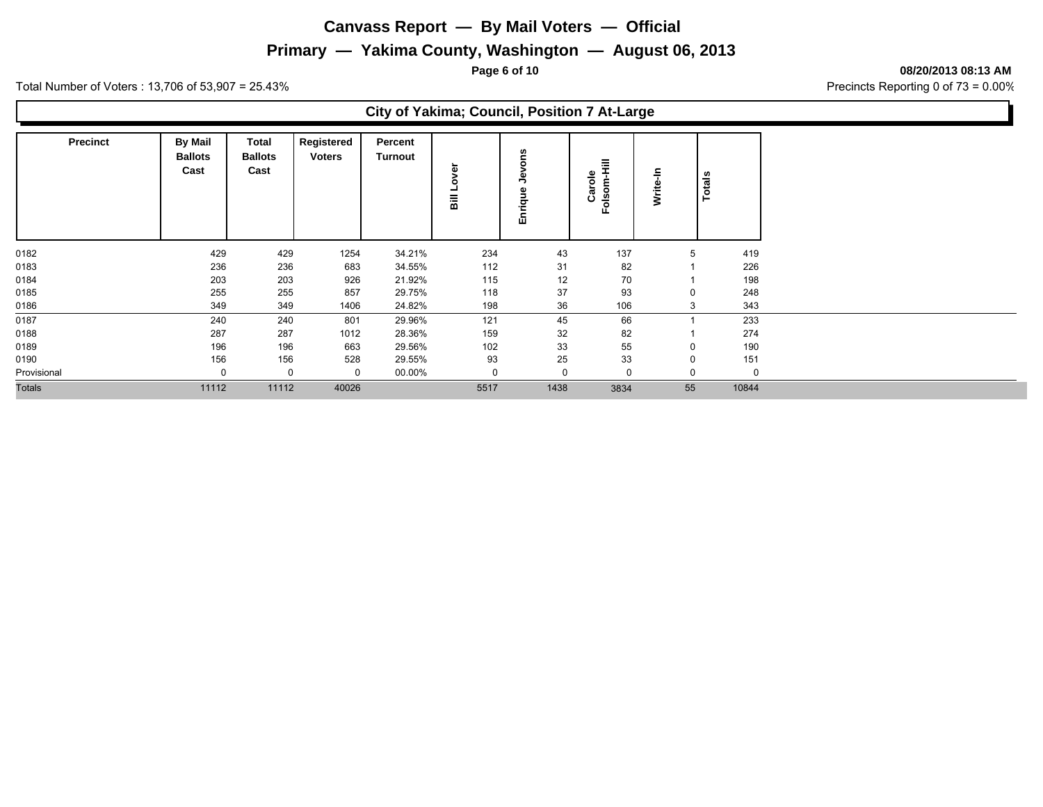# Canvass Report — By Mail Voters — Official

## Primary — Yakima County, Washington — August 06, 2013

08/20/2013 08:13 AM

Total Number of Voters : 13,706 of 53,907 = 25.43%

Precincts Reporting 0 of 73 = 0.00%

### City of Yakima; Council, Position 7 At-Large

| Precinct | By Mail Ballots Cast | Total Ballots Cast | Registered Voters | Percent Turnout | Bill Lover | Enrique Jevons | Carole Folsom-Hill | Write-In | Totals |
|---|---|---|---|---|---|---|---|---|---|
| 0182 | 429 | 429 | 1254 | 34.21% | 234 | 43 | 137 | 5 | 419 |
| 0183 | 236 | 236 | 683 | 34.55% | 112 | 31 | 82 | 1 | 226 |
| 0184 | 203 | 203 | 926 | 21.92% | 115 | 12 | 70 | 1 | 198 |
| 0185 | 255 | 255 | 857 | 29.75% | 118 | 37 | 93 | 0 | 248 |
| 0186 | 349 | 349 | 1406 | 24.82% | 198 | 36 | 106 | 3 | 343 |
| 0187 | 240 | 240 | 801 | 29.96% | 121 | 45 | 66 | 1 | 233 |
| 0188 | 287 | 287 | 1012 | 28.36% | 159 | 32 | 82 | 1 | 274 |
| 0189 | 196 | 196 | 663 | 29.56% | 102 | 33 | 55 | 0 | 190 |
| 0190 | 156 | 156 | 528 | 29.55% | 93 | 25 | 33 | 0 | 151 |
| Provisional | 0 | 0 | 0 | 00.00% | 0 | 0 | 0 | 0 | 0 |
| Totals | 11112 | 11112 | 40026 | | 5517 | 1438 | 3834 | 55 | 10844 |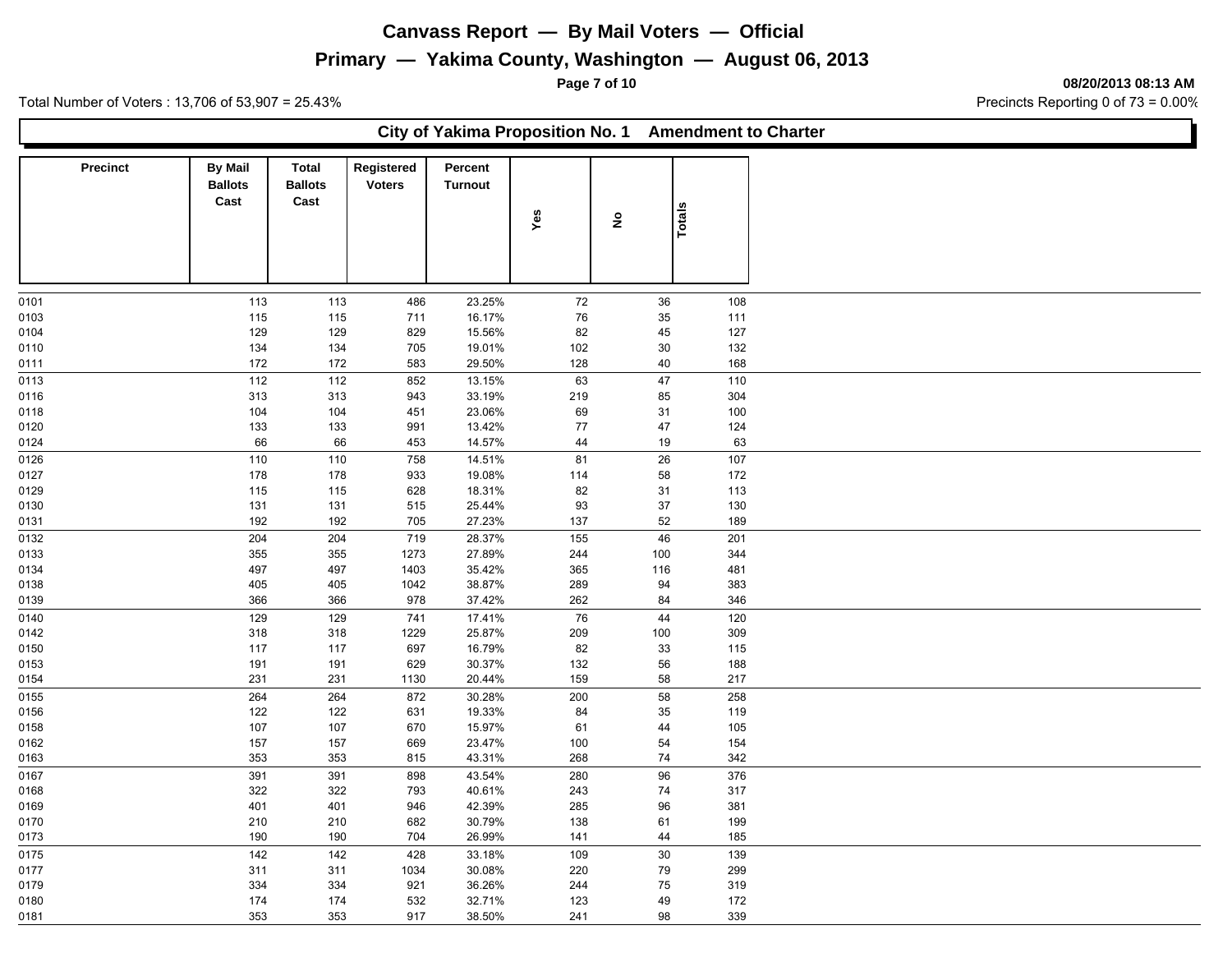# Canvass Report — By Mail Voters — Official

## Primary — Yakima County, Washington — August 06, 2013

08/20/2013 08:13 AM

Total Number of Voters : 13,706 of 53,907 = 25.43%

Precincts Reporting 0 of 73 = 0.00%

### City of Yakima Proposition No. 1 Amendment to Charter

| Precinct | By Mail Ballots Cast | Total Ballots Cast | Registered Voters | Percent Turnout | Yes | No | Totals |
|---|---|---|---|---|---|---|---|
| 0101 | 113 | 113 | 486 | 23.25% | 72 | 36 | 108 |
| 0103 | 115 | 115 | 711 | 16.17% | 76 | 35 | 111 |
| 0104 | 129 | 129 | 829 | 15.56% | 82 | 45 | 127 |
| 0110 | 134 | 134 | 705 | 19.01% | 102 | 30 | 132 |
| 0111 | 172 | 172 | 583 | 29.50% | 128 | 40 | 168 |
| 0113 | 112 | 112 | 852 | 13.15% | 63 | 47 | 110 |
| 0116 | 313 | 313 | 943 | 33.19% | 219 | 85 | 304 |
| 0118 | 104 | 104 | 451 | 23.06% | 69 | 31 | 100 |
| 0120 | 133 | 133 | 991 | 13.42% | 77 | 47 | 124 |
| 0124 | 66 | 66 | 453 | 14.57% | 44 | 19 | 63 |
| 0126 | 110 | 110 | 758 | 14.51% | 81 | 26 | 107 |
| 0127 | 178 | 178 | 933 | 19.08% | 114 | 58 | 172 |
| 0129 | 115 | 115 | 628 | 18.31% | 82 | 31 | 113 |
| 0130 | 131 | 131 | 515 | 25.44% | 93 | 37 | 130 |
| 0131 | 192 | 192 | 705 | 27.23% | 137 | 52 | 189 |
| 0132 | 204 | 204 | 719 | 28.37% | 155 | 46 | 201 |
| 0133 | 355 | 355 | 1273 | 27.89% | 244 | 100 | 344 |
| 0134 | 497 | 497 | 1403 | 35.42% | 365 | 116 | 481 |
| 0138 | 405 | 405 | 1042 | 38.87% | 289 | 94 | 383 |
| 0139 | 366 | 366 | 978 | 37.42% | 262 | 84 | 346 |
| 0140 | 129 | 129 | 741 | 17.41% | 76 | 44 | 120 |
| 0142 | 318 | 318 | 1229 | 25.87% | 209 | 100 | 309 |
| 0150 | 117 | 117 | 697 | 16.79% | 82 | 33 | 115 |
| 0153 | 191 | 191 | 629 | 30.37% | 132 | 56 | 188 |
| 0154 | 231 | 231 | 1130 | 20.44% | 159 | 58 | 217 |
| 0155 | 264 | 264 | 872 | 30.28% | 200 | 58 | 258 |
| 0156 | 122 | 122 | 631 | 19.33% | 84 | 35 | 119 |
| 0158 | 107 | 107 | 670 | 15.97% | 61 | 44 | 105 |
| 0162 | 157 | 157 | 669 | 23.47% | 100 | 54 | 154 |
| 0163 | 353 | 353 | 815 | 43.31% | 268 | 74 | 342 |
| 0167 | 391 | 391 | 898 | 43.54% | 280 | 96 | 376 |
| 0168 | 322 | 322 | 793 | 40.61% | 243 | 74 | 317 |
| 0169 | 401 | 401 | 946 | 42.39% | 285 | 96 | 381 |
| 0170 | 210 | 210 | 682 | 30.79% | 138 | 61 | 199 |
| 0173 | 190 | 190 | 704 | 26.99% | 141 | 44 | 185 |
| 0175 | 142 | 142 | 428 | 33.18% | 109 | 30 | 139 |
| 0177 | 311 | 311 | 1034 | 30.08% | 220 | 79 | 299 |
| 0179 | 334 | 334 | 921 | 36.26% | 244 | 75 | 319 |
| 0180 | 174 | 174 | 532 | 32.71% | 123 | 49 | 172 |
| 0181 | 353 | 353 | 917 | 38.50% | 241 | 98 | 339 |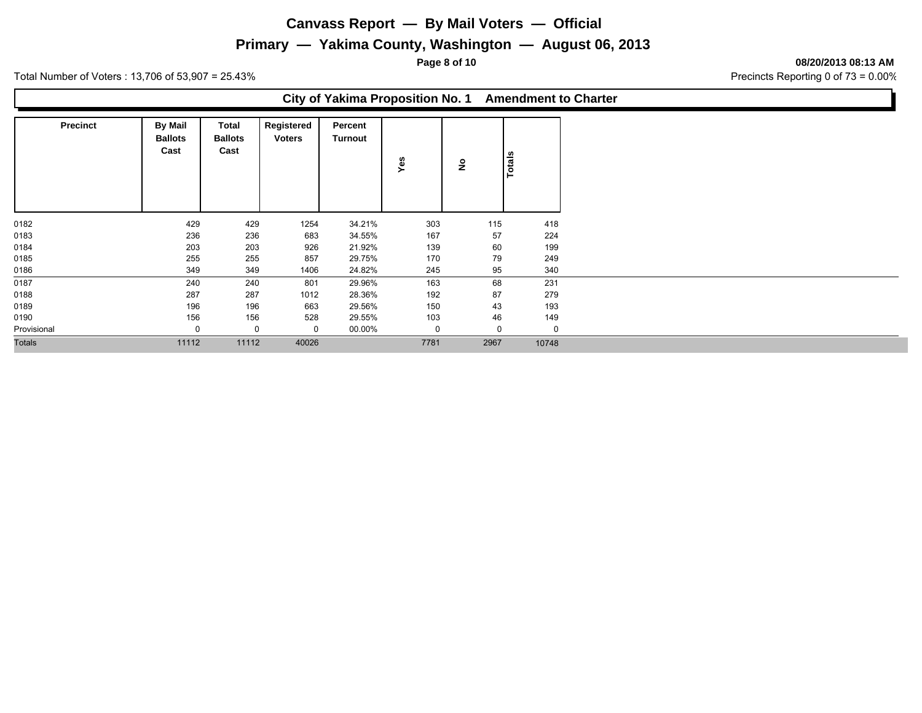# Canvass Report — By Mail Voters — Official

## Primary — Yakima County, Washington — August 06, 2013

08/20/2013 08:13 AM

Total Number of Voters : 13,706 of 53,907 = 25.43%

Precincts Reporting 0 of 73 = 0.00%

### City of Yakima Proposition No. 1 Amendment to Charter

| Precinct | By Mail Ballots Cast | Total Ballots Cast | Registered Voters | Percent Turnout | Yes | No | Totals |
|---|---|---|---|---|---|---|---|
| 0182 | 429 | 429 | 1254 | 34.21% | 303 | 115 | 418 |
| 0183 | 236 | 236 | 683 | 34.55% | 167 | 57 | 224 |
| 0184 | 203 | 203 | 926 | 21.92% | 139 | 60 | 199 |
| 0185 | 255 | 255 | 857 | 29.75% | 170 | 79 | 249 |
| 0186 | 349 | 349 | 1406 | 24.82% | 245 | 95 | 340 |
| 0187 | 240 | 240 | 801 | 29.96% | 163 | 68 | 231 |
| 0188 | 287 | 287 | 1012 | 28.36% | 192 | 87 | 279 |
| 0189 | 196 | 196 | 663 | 29.56% | 150 | 43 | 193 |
| 0190 | 156 | 156 | 528 | 29.55% | 103 | 46 | 149 |
| Provisional | 0 | 0 | 0 | 00.00% | 0 | 0 | 0 |
| Totals | 11112 | 11112 | 40026 | | 7781 | 2967 | 10748 |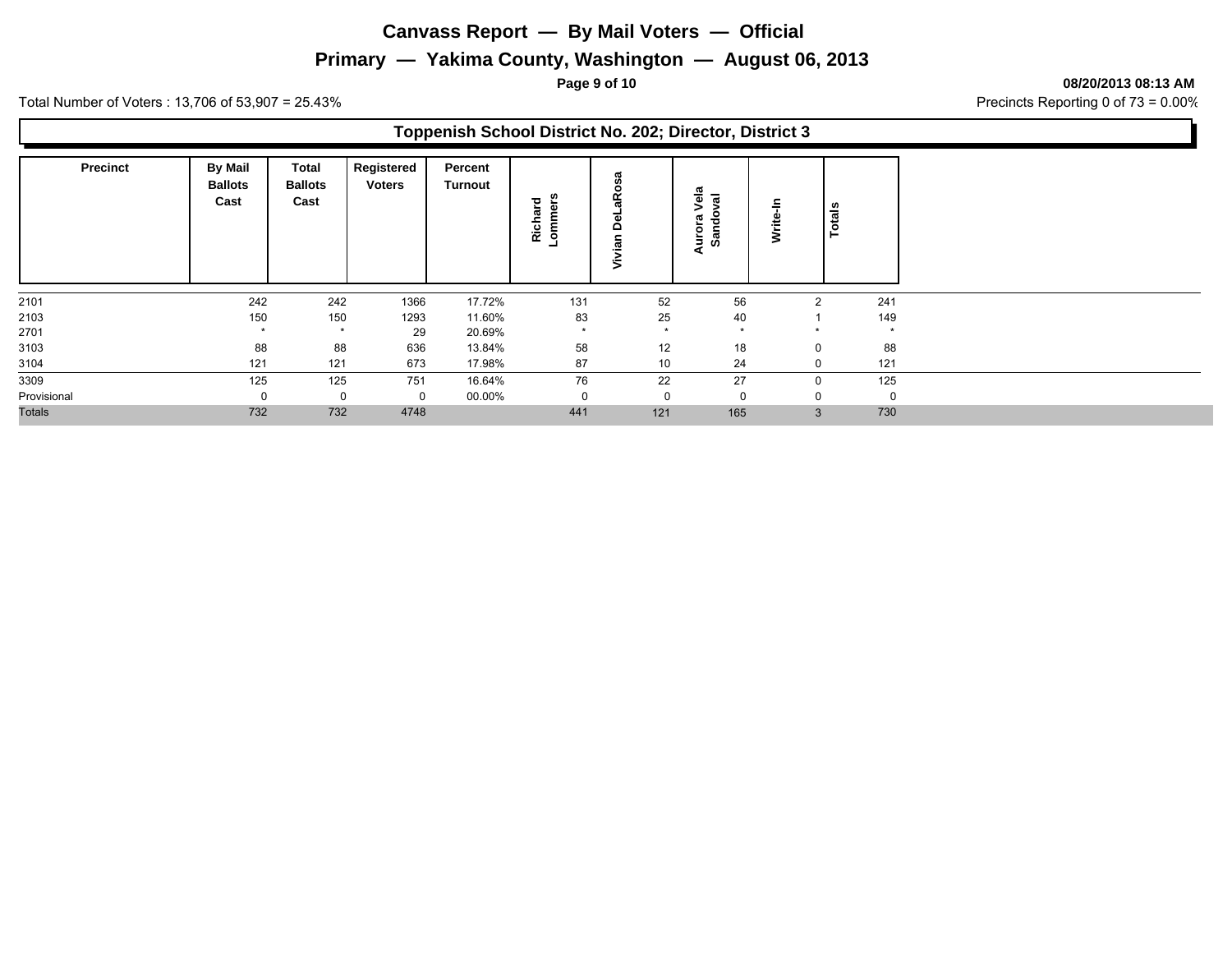# Canvass Report — By Mail Voters — Official

## Primary — Yakima County, Washington — August 06, 2013

**08/20/2013 08:13 AM**

Total Number of Voters : 13,706 of 53,907 = 25.43%

Precincts Reporting 0 of 73 = 0.00%

### Toppenish School District No. 202; Director, District 3

| Precinct | By Mail Ballots Cast | Total Ballots Cast | Registered Voters | Percent Turnout | Richard Lommers | Vivian DeLaRosa | Aurora Vela Sandoval | Write-In | Totals |
|---|---|---|---|---|---|---|---|---|---|
| 2101 | 242 | 242 | 1366 | 17.72% | 131 | 52 | 56 | 2 | 241 |
| 2103 | 150 | 150 | 1293 | 11.60% | 83 | 25 | 40 | 1 | 149 |
| 2701 | * | * | 29 | 20.69% | * | * | * | * | * |
| 3103 | 88 | 88 | 636 | 13.84% | 58 | 12 | 18 | 0 | 88 |
| 3104 | 121 | 121 | 673 | 17.98% | 87 | 10 | 24 | 0 | 121 |
| 3309 | 125 | 125 | 751 | 16.64% | 76 | 22 | 27 | 0 | 125 |
| Provisional | 0 | 0 | 0 | 00.00% | 0 | 0 | 0 | 0 | 0 |
| Totals | 732 | 732 | 4748 | | 441 | 121 | 165 | 3 | 730 |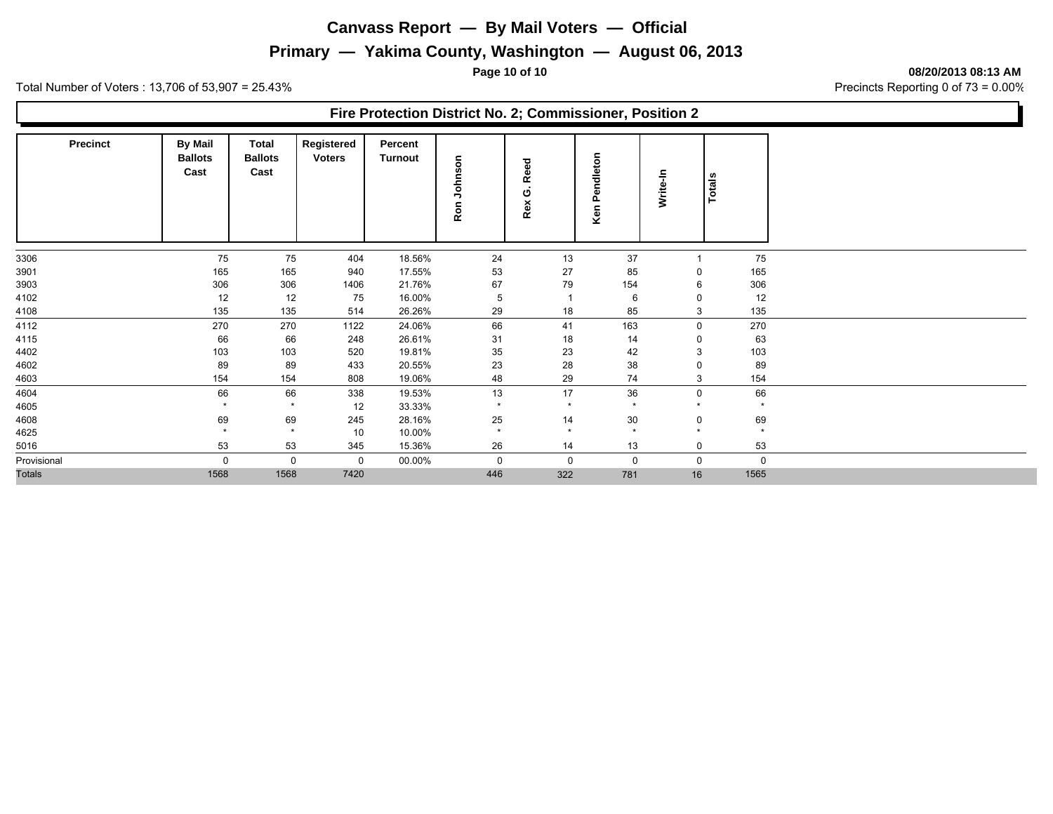# Canvass Report — By Mail Voters — Official

## Primary — Yakima County, Washington — August 06, 2013

08/20/2013 08:13 AM

Total Number of Voters : 13,706 of 53,907 = 25.43%

Precincts Reporting 0 of 73 = 0.00%

### Fire Protection District No. 2; Commissioner, Position 2

| Precinct | By Mail Ballots Cast | Total Ballots Cast | Registered Voters | Percent Turnout | Ron Johnson | Rex G. Reed | Ken Pendleton | Write-In | Totals |
|---|---|---|---|---|---|---|---|---|---|
| 3306 | 75 | 75 | 404 | 18.56% | 24 | 13 | 37 | 1 | 75 |
| 3901 | 165 | 165 | 940 | 17.55% | 53 | 27 | 85 | 0 | 165 |
| 3903 | 306 | 306 | 1406 | 21.76% | 67 | 79 | 154 | 6 | 306 |
| 4102 | 12 | 12 | 75 | 16.00% | 5 | 1 | 6 | 0 | 12 |
| 4108 | 135 | 135 | 514 | 26.26% | 29 | 18 | 85 | 3 | 135 |
| 4112 | 270 | 270 | 1122 | 24.06% | 66 | 41 | 163 | 0 | 270 |
| 4115 | 66 | 66 | 248 | 26.61% | 31 | 18 | 14 | 0 | 63 |
| 4402 | 103 | 103 | 520 | 19.81% | 35 | 23 | 42 | 3 | 103 |
| 4602 | 89 | 89 | 433 | 20.55% | 23 | 28 | 38 | 0 | 89 |
| 4603 | 154 | 154 | 808 | 19.06% | 48 | 29 | 74 | 3 | 154 |
| 4604 | 66 | 66 | 338 | 19.53% | 13 | 17 | 36 | 0 | 66 |
| 4605 | * | * | 12 | 33.33% | * | * | * | * | * |
| 4608 | 69 | 69 | 245 | 28.16% | 25 | 14 | 30 | 0 | 69 |
| 4625 | * | * | 10 | 10.00% | * | * | * | * | * |
| 5016 | 53 | 53 | 345 | 15.36% | 26 | 14 | 13 | 0 | 53 |
| Provisional | 0 | 0 | 0 | 00.00% | 0 | 0 | 0 | 0 | 0 |
| Totals | 1568 | 1568 | 7420 | | 446 | 322 | 781 | 16 | 1565 |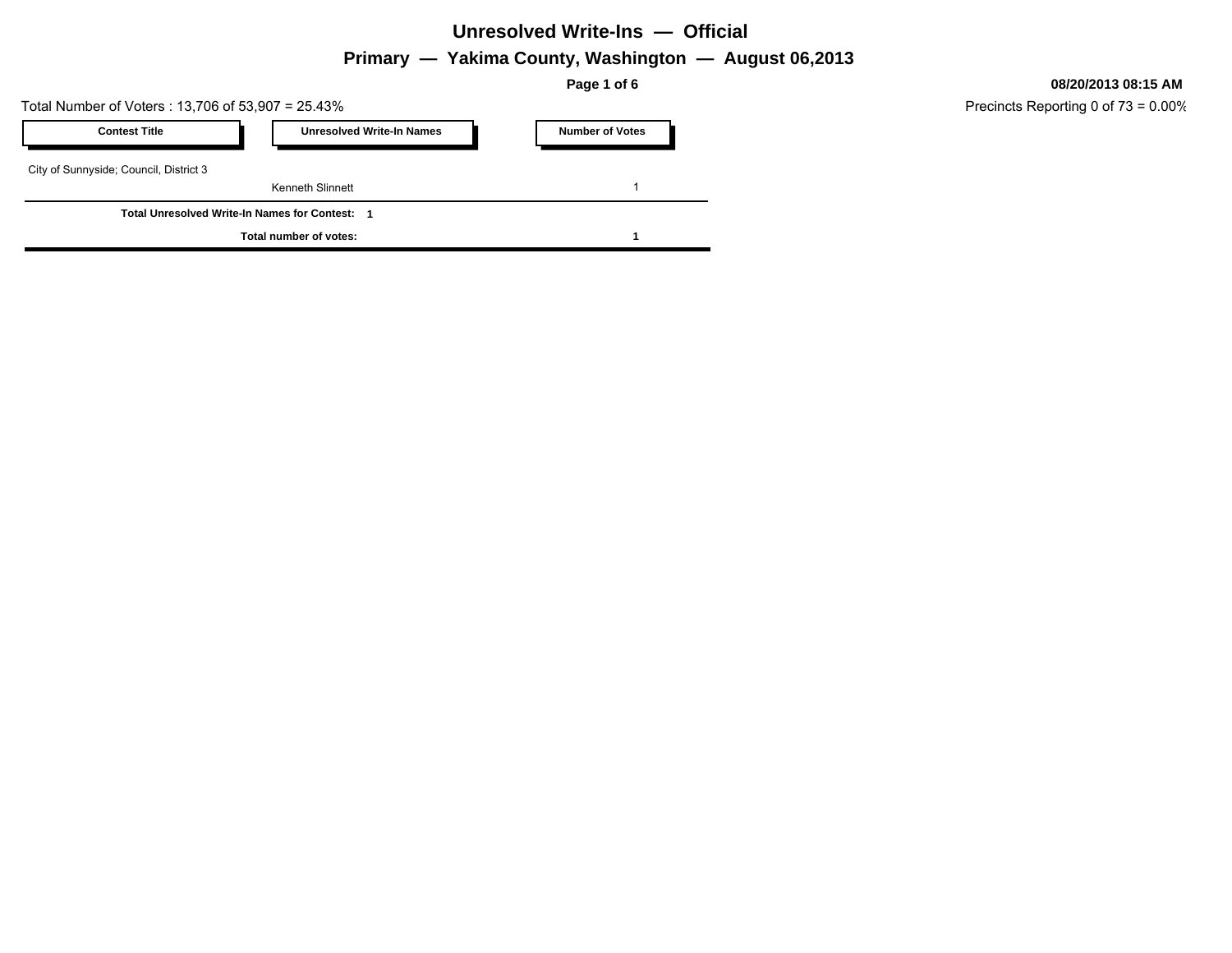# Unresolved Write-Ins — Official

## Primary — Yakima County, Washington — August 06,2013

**08/20/2013 08:15 AM**

Total Number of Voters : 13,706 of 53,907 = 25.43%

Precincts Reporting 0 of 73 = 0.00%

| Contest Title | Unresolved Write-In Names | Number of Votes |
|---|---|---|
| City of Sunnyside; Council, District 3 | | |
| | Kenneth Slinnett | 1 |
| **Total Unresolved Write-In Names for Contest: 1** | | |
| **Total number of votes:** | | **1** |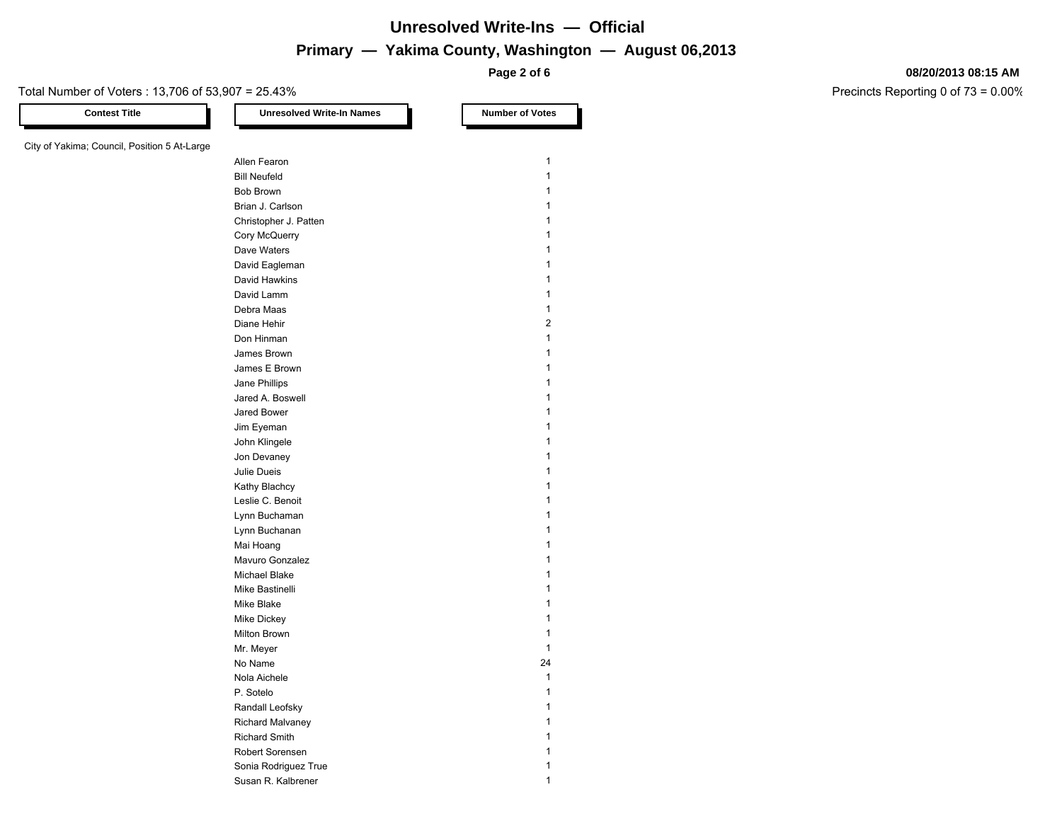# Unresolved Write-Ins — Official

## Primary — Yakima County, Washington — August 06,2013

08/20/2013 08:15 AM

Total Number of Voters : 13,706 of 53,907 = 25.43%

Precincts Reporting 0 of 73 = 0.00%

| Contest Title | Unresolved Write-In Names | Number of Votes |
|---|---|---|
| City of Yakima; Council, Position 5 At-Large | | |
| | Allen Fearon | 1 |
| | Bill Neufeld | 1 |
| | Bob Brown | 1 |
| | Brian J. Carlson | 1 |
| | Christopher J. Patten | 1 |
| | Cory McQuerry | 1 |
| | Dave Waters | 1 |
| | David Eagleman | 1 |
| | David Hawkins | 1 |
| | David Lamm | 1 |
| | Debra Maas | 1 |
| | Diane Hehir | 2 |
| | Don Hinman | 1 |
| | James Brown | 1 |
| | James E Brown | 1 |
| | Jane Phillips | 1 |
| | Jared A. Boswell | 1 |
| | Jared Bower | 1 |
| | Jim Eyeman | 1 |
| | John Klingele | 1 |
| | Jon Devaney | 1 |
| | Julie Dueis | 1 |
| | Kathy Blachcy | 1 |
| | Leslie C. Benoit | 1 |
| | Lynn Buchaman | 1 |
| | Lynn Buchanan | 1 |
| | Mai Hoang | 1 |
| | Mavuro Gonzalez | 1 |
| | Michael Blake | 1 |
| | Mike Bastinelli | 1 |
| | Mike Blake | 1 |
| | Mike Dickey | 1 |
| | Milton Brown | 1 |
| | Mr. Meyer | 1 |
| | No Name | 24 |
| | Nola Aichele | 1 |
| | P. Sotelo | 1 |
| | Randall Leofsky | 1 |
| | Richard Malvaney | 1 |
| | Richard Smith | 1 |
| | Robert Sorensen | 1 |
| | Sonia Rodriguez True | 1 |
| | Susan R. Kalbrener | 1 |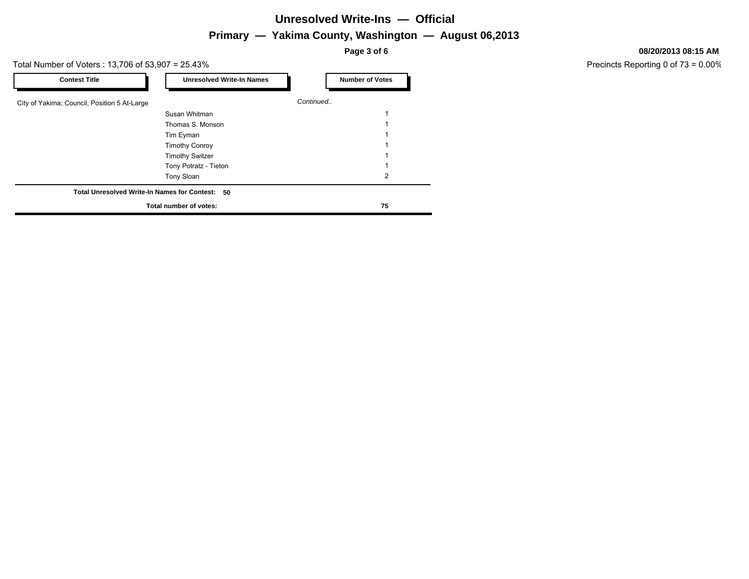# Unresolved Write-Ins — Official

## Primary — Yakima County, Washington — August 06,2013

**08/20/2013 08:15 AM**

Total Number of Voters : 13,706 of 53,907 = 25.43%

Precincts Reporting 0 of 73 = 0.00%

| Contest Title | Unresolved Write-In Names | Number of Votes |
|---|---|---|
| City of Yakima; Council, Position 5 At-Large | *Continued..* | |
| | Susan Whitman | 1 |
| | Thomas S. Monson | 1 |
| | Tim Eyman | 1 |
| | Timothy Conroy | 1 |
| | Timothy Switzer | 1 |
| | Tony Potratz - Tieton | 1 |
| | Tony Sloan | 2 |
| **Total Unresolved Write-In Names for Contest:** | **50** | |
| | **Total number of votes:** | **75** |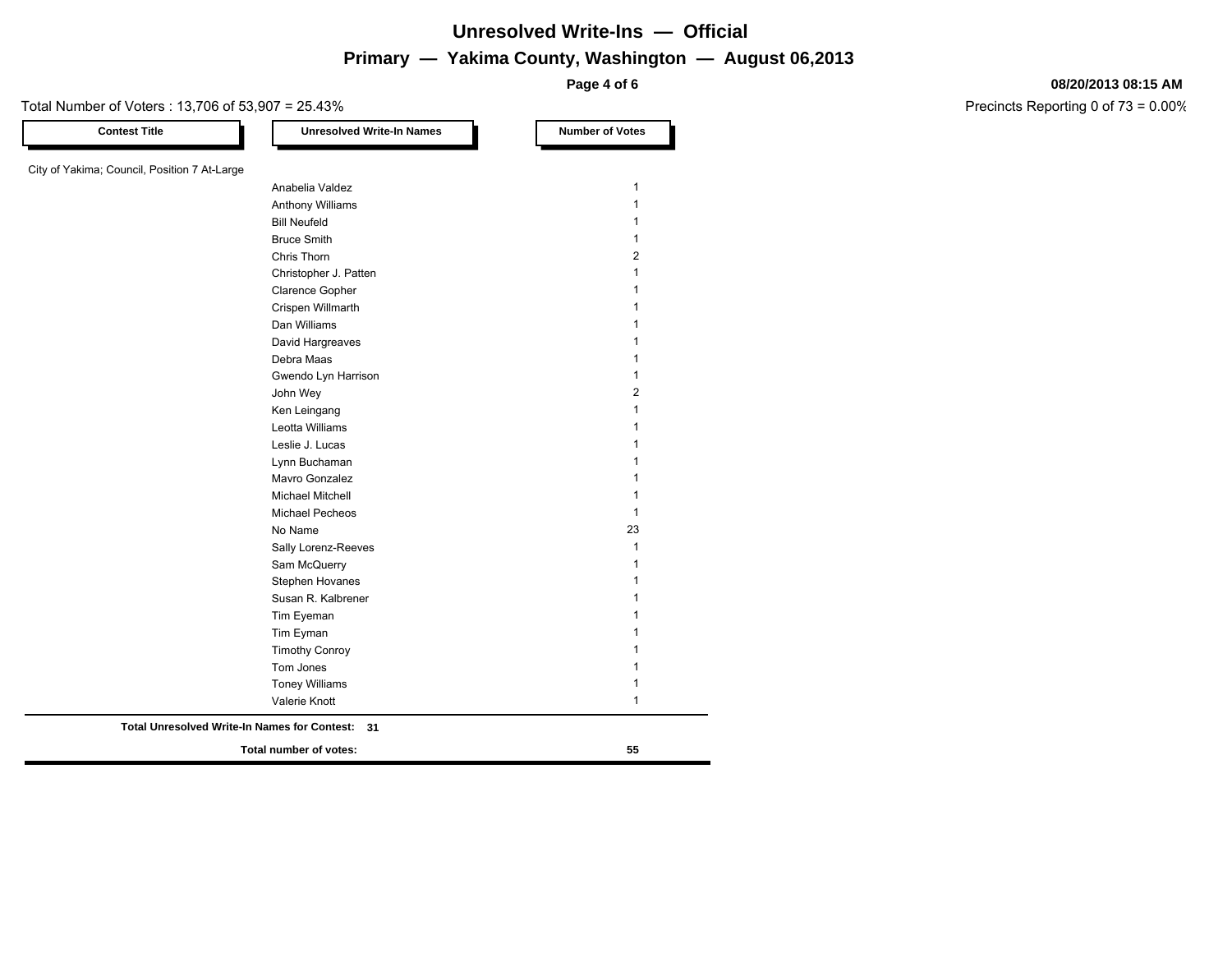# Unresolved Write-Ins — Official

## Primary — Yakima County, Washington — August 06,2013

08/20/2013 08:15 AM

Total Number of Voters : 13,706 of 53,907 = 25.43%

Precincts Reporting 0 of 73 = 0.00%

| Contest Title | Unresolved Write-In Names | Number of Votes |
|---|---|---|
| City of Yakima; Council, Position 7 At-Large | | |
| | Anabelia Valdez | 1 |
| | Anthony Williams | 1 |
| | Bill Neufeld | 1 |
| | Bruce Smith | 1 |
| | Chris Thorn | 2 |
| | Christopher J. Patten | 1 |
| | Clarence Gopher | 1 |
| | Crispen Willmarth | 1 |
| | Dan Williams | 1 |
| | David Hargreaves | 1 |
| | Debra Maas | 1 |
| | Gwendo Lyn Harrison | 1 |
| | John Wey | 2 |
| | Ken Leingang | 1 |
| | Leotta Williams | 1 |
| | Leslie J. Lucas | 1 |
| | Lynn Buchaman | 1 |
| | Mavro Gonzalez | 1 |
| | Michael Mitchell | 1 |
| | Michael Pecheos | 1 |
| | No Name | 23 |
| | Sally Lorenz-Reeves | 1 |
| | Sam McQuerry | 1 |
| | Stephen Hovanes | 1 |
| | Susan R. Kalbrener | 1 |
| | Tim Eyeman | 1 |
| | Tim Eyman | 1 |
| | Timothy Conroy | 1 |
| | Tom Jones | 1 |
| | Toney Williams | 1 |
| | Valerie Knott | 1 |

**Total Unresolved Write-In Names for Contest: 31**

**Total number of votes: 55**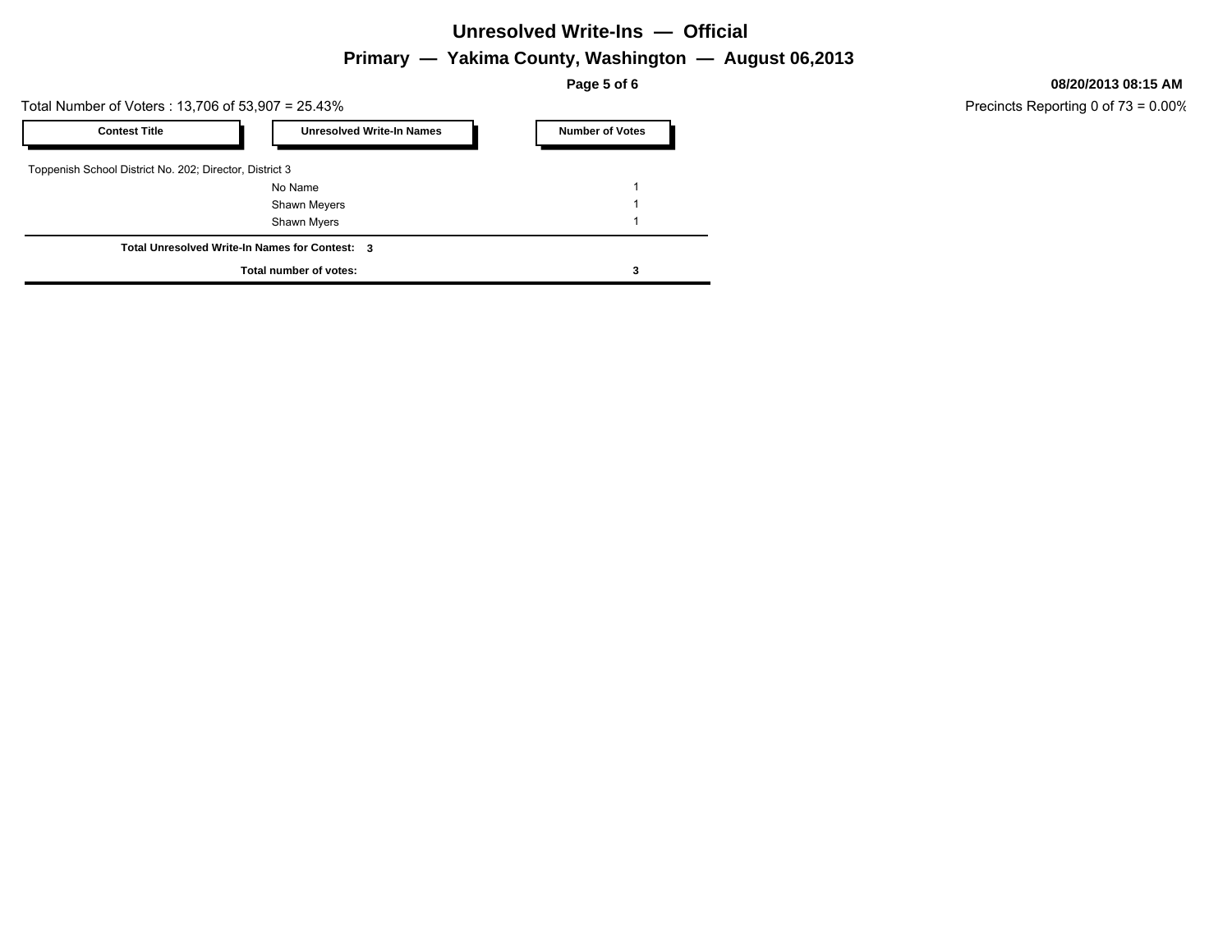# Unresolved Write-Ins — Official

## Primary — Yakima County, Washington — August 06,2013

08/20/2013 08:15 AM

Total Number of Voters : 13,706 of 53,907 = 25.43%

Precincts Reporting 0 of 73 = 0.00%

| Contest Title | Unresolved Write-In Names | Number of Votes |
| --- | --- | --- |
| Toppenish School District No. 202; Director, District 3 | | |
| | No Name | 1 |
| | Shawn Meyers | 1 |
| | Shawn Myers | 1 |
| **Total Unresolved Write-In Names for Contest:** | **3** | |
| **Total number of votes:** | | **3** |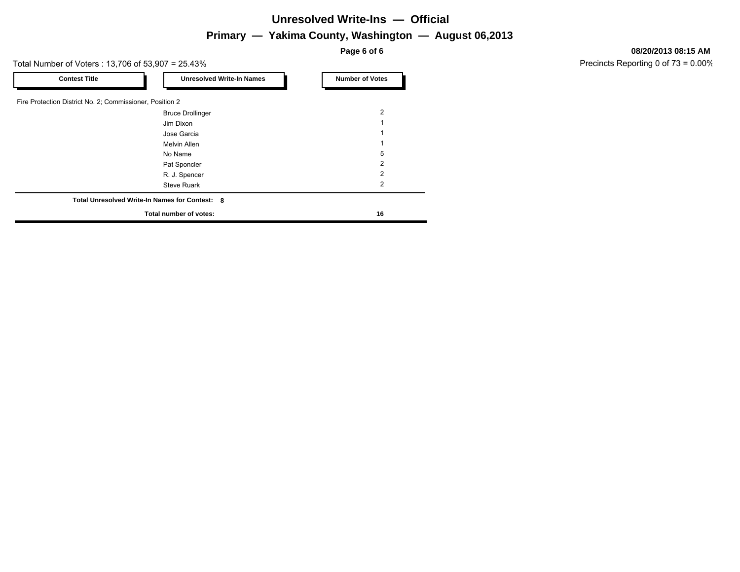# Unresolved Write-Ins — Official

## Primary — Yakima County, Washington — August 06,2013

**08/20/2013 08:15 AM**

Total Number of Voters : 13,706 of 53,907 = 25.43%

Precincts Reporting 0 of 73 = 0.00%

| Contest Title | Unresolved Write-In Names | Number of Votes |
|---|---|---|
| Fire Protection District No. 2; Commissioner, Position 2 | | |
| | Bruce Drollinger | 2 |
| | Jim Dixon | 1 |
| | Jose Garcia | 1 |
| | Melvin Allen | 1 |
| | No Name | 5 |
| | Pat Sponcler | 2 |
| | R. J. Spencer | 2 |
| | Steve Ruark | 2 |
| **Total Unresolved Write-In Names for Contest:** | **8** | |
| **Total number of votes:** | | **16** |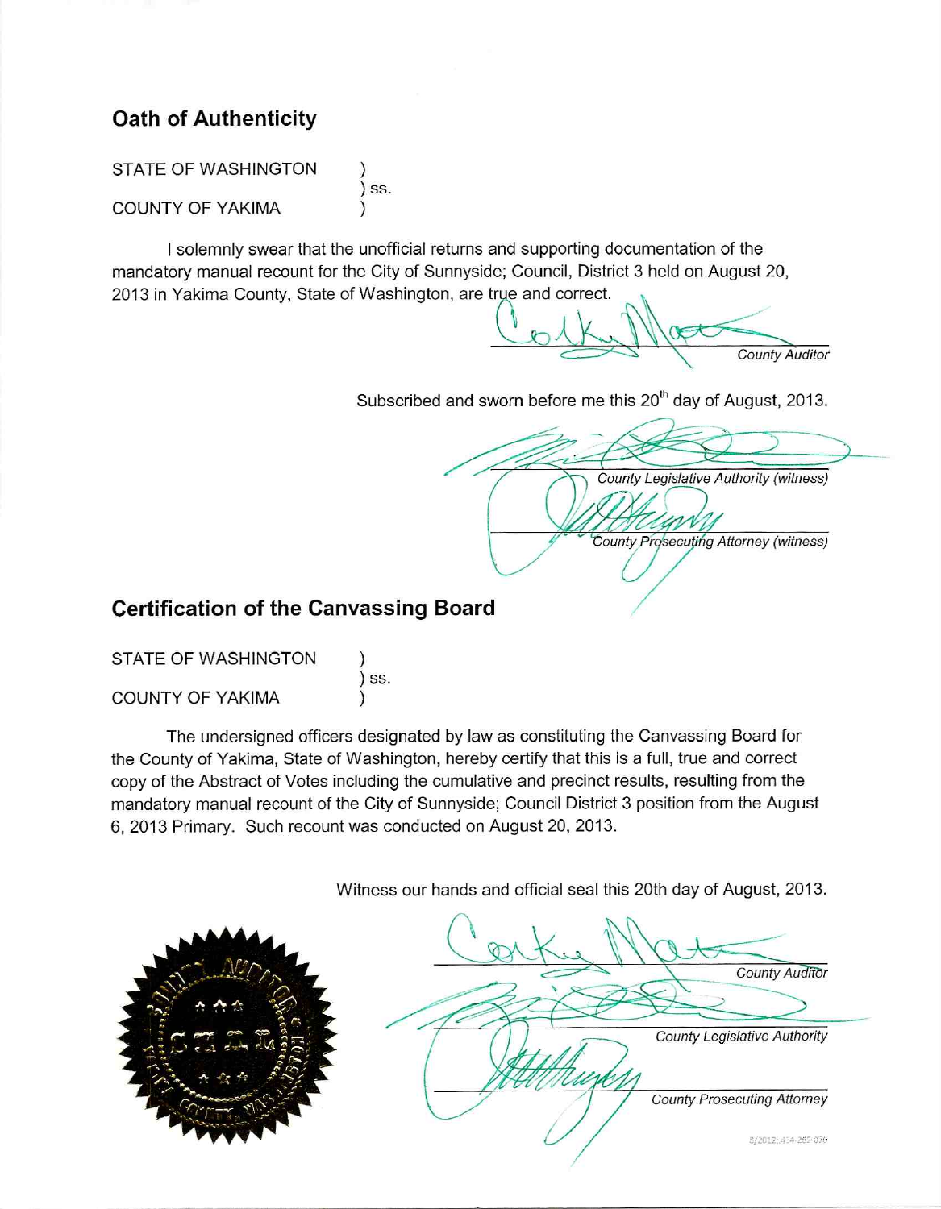## Oath of Authenticity

STATE OF WASHINGTON )
) ss.
COUNTY OF YAKIMA )

I solemnly swear that the unofficial returns and supporting documentation of the mandatory manual recount for the City of Sunnyside; Council, District 3 held on August 20, 2013 in Yakima County, State of Washington, are true and correct.

*County Auditor*

Subscribed and sworn before me this 20th day of August, 2013.

*County Legislative Authority (witness)*

*County Prosecuting Attorney (witness)*

## Certification of the Canvassing Board

STATE OF WASHINGTON )
) ss.
COUNTY OF YAKIMA )

The undersigned officers designated by law as constituting the Canvassing Board for the County of Yakima, State of Washington, hereby certify that this is a full, true and correct copy of the Abstract of Votes including the cumulative and precinct results, resulting from the mandatory manual recount of the City of Sunnyside; Council District 3 position from the August 6, 2013 Primary. Such recount was conducted on August 20, 2013.

Witness our hands and official seal this 20th day of August, 2013.

*County Auditor*

*County Legislative Authority*

*County Prosecuting Attorney*

8/2012; 434-262-070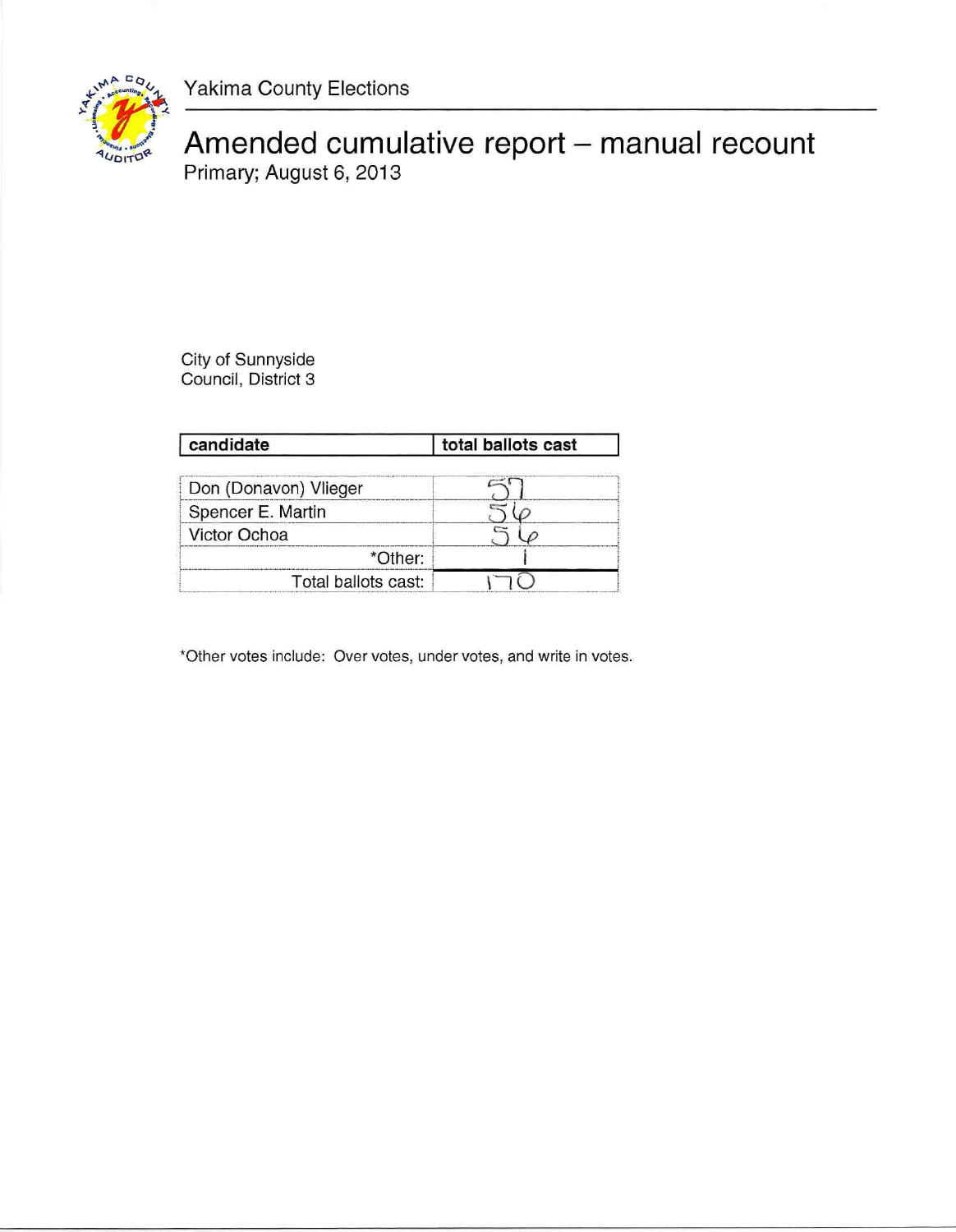Yakima County Elections

# Amended cumulative report – manual recount

Primary; August 6, 2013

City of Sunnyside
Council, District 3

| candidate | total ballots cast |
|---|---|
| Don (Donavon) Vlieger | 57 |
| Spencer E. Martin | 56 |
| Victor Ochoa | 56 |
| *Other: | 1 |
| Total ballots cast: | 170 |

*Other votes include: Over votes, under votes, and write in votes.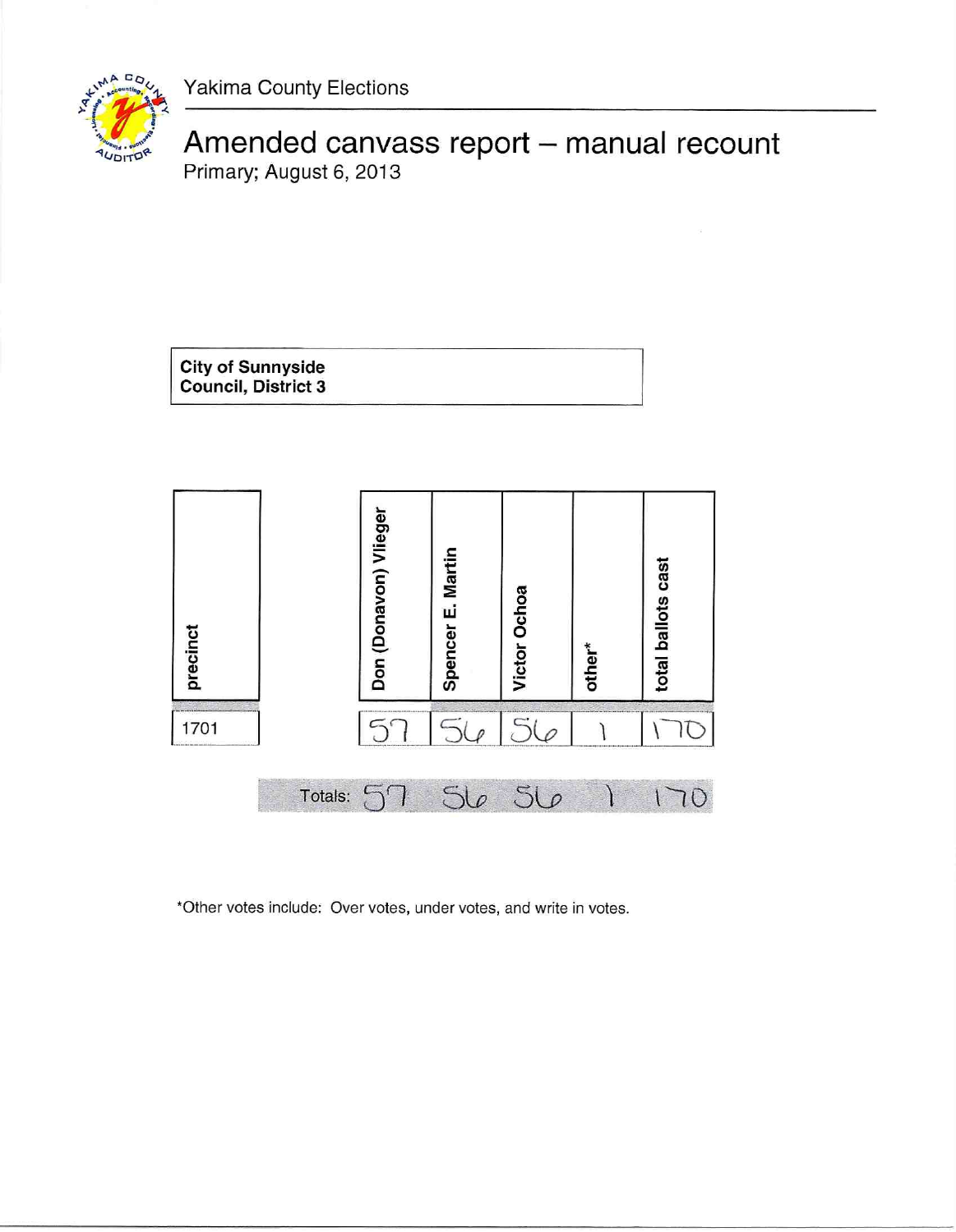Yakima County Elections

# Amended canvass report – manual recount

Primary; August 6, 2013

**City of Sunnyside**
**Council, District 3**

| precinct | Don (Donavon) Vlieger | Spencer E. Martin | Victor Ochoa | other* | total ballots cast |
|---|---|---|---|---|---|
| 1701 | 57 | 56 | 56 | 1 | 170 |
| Totals: | 57 | 56 | 56 | 1 | 170 |

*Other votes include: Over votes, under votes, and write in votes.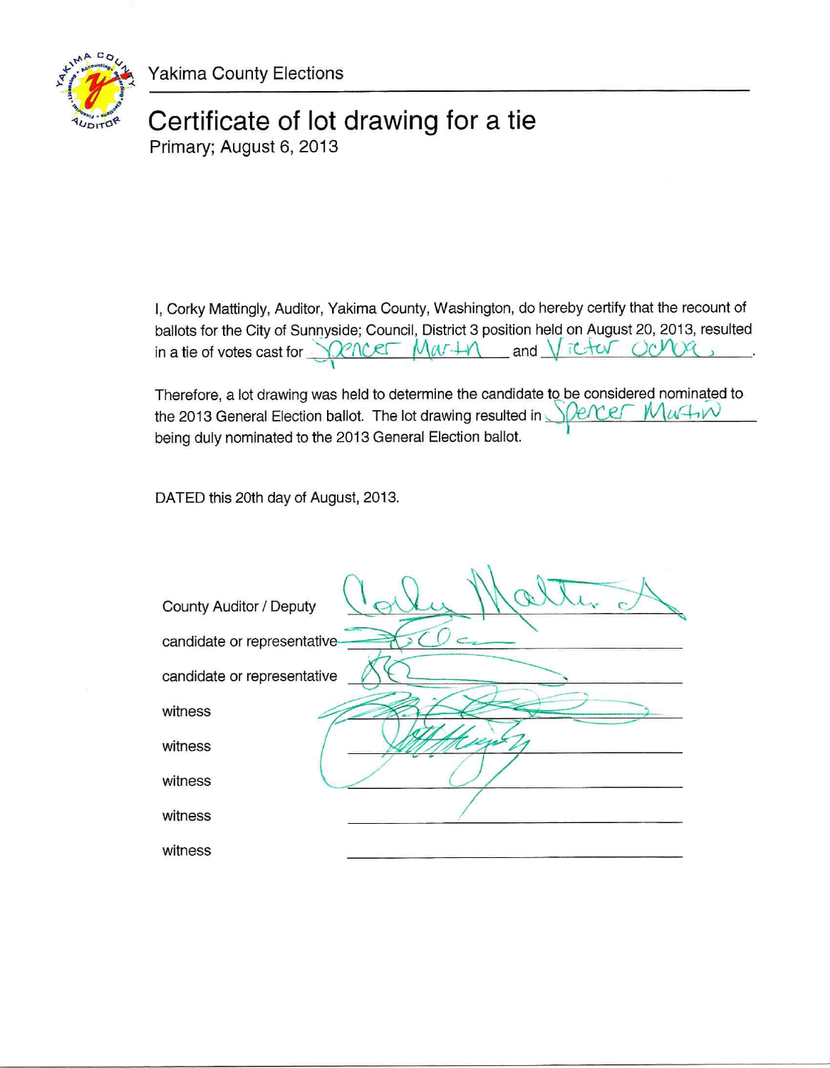Yakima County Elections

# Certificate of lot drawing for a tie

Primary; August 6, 2013

I, Corky Mattingly, Auditor, Yakima County, Washington, do hereby certify that the recount of ballots for the City of Sunnyside; Council, District 3 position held on August 20, 2013, resulted in a tie of votes cast for Spencer Martin and Victor Ochoa.

Therefore, a lot drawing was held to determine the candidate to be considered nominated to the 2013 General Election ballot. The lot drawing resulted in Spencer Martin being duly nominated to the 2013 General Election ballot.

DATED this 20th day of August, 2013.

County Auditor / Deputy ____________________

candidate or representative ____________________

candidate or representative ____________________

witness ____________________

witness ____________________

witness ____________________

witness ____________________

witness ____________________